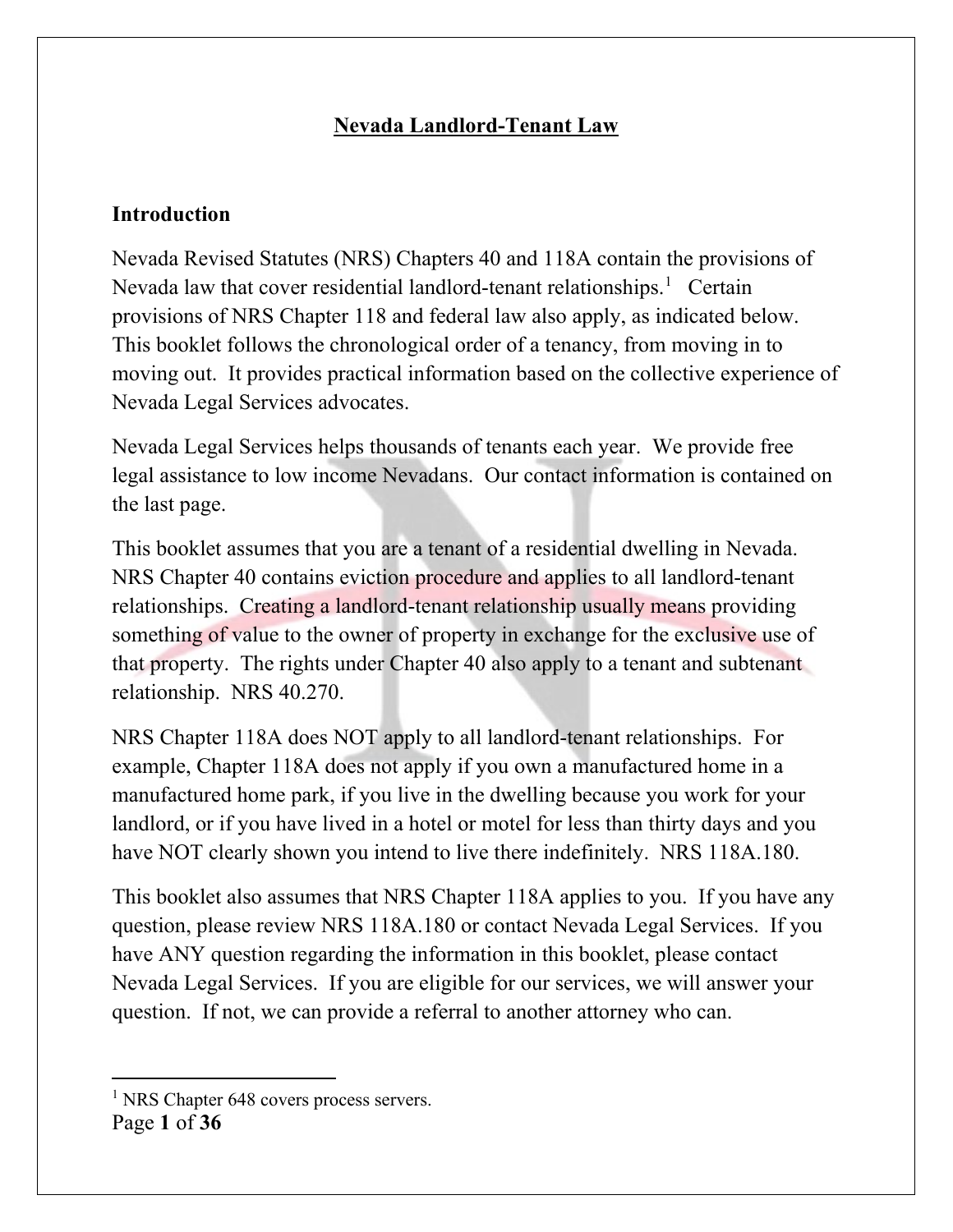# Nevada Landlord-Tenant Law

## Introduction

Nevada Revised Statutes (NRS) Chapters 40 and 118A contain the provisions of Nevada law that cover residential landlord-tenant relationships.[1] Certain provisions of NRS Chapter 118 and federal law also apply, as indicated below. This booklet follows the chronological order of a tenancy, from moving in to moving out. It provides practical information based on the collective experience of Nevada Legal Services advocates.

Nevada Legal Services helps thousands of tenants each year. We provide free legal assistance to low income Nevadans. Our contact information is contained on the last page.

This booklet assumes that you are a tenant of a residential dwelling in Nevada. NRS Chapter 40 contains eviction procedure and applies to all landlord-tenant relationships. Creating a landlord-tenant relationship usually means providing something of value to the owner of property in exchange for the exclusive use of that property. The rights under Chapter 40 also apply to a tenant and subtenant relationship. NRS 40.270.

NRS Chapter 118A does NOT apply to all landlord-tenant relationships. For example, Chapter 118A does not apply if you own a manufactured home in a manufactured home park, if you live in the dwelling because you work for your landlord, or if you have lived in a hotel or motel for less than thirty days and you have NOT clearly shown you intend to live there indefinitely. NRS 118A.180.

This booklet also assumes that NRS Chapter 118A applies to you. If you have any question, please review NRS 118A.180 or contact Nevada Legal Services. If you have ANY question regarding the information in this booklet, please contact Nevada Legal Services. If you are eligible for our services, we will answer your question. If not, we can provide a referral to another attorney who can.

---

[1] NRS Chapter 648 covers process servers.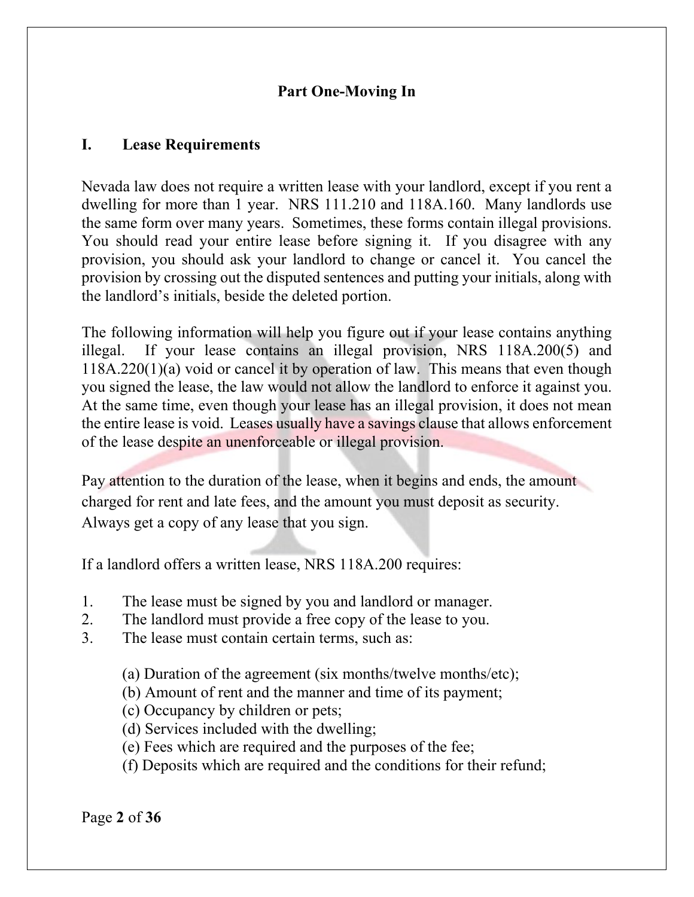## Part One-Moving In

### I. Lease Requirements

Nevada law does not require a written lease with your landlord, except if you rent a dwelling for more than 1 year. NRS 111.210 and 118A.160. Many landlords use the same form over many years. Sometimes, these forms contain illegal provisions. You should read your entire lease before signing it. If you disagree with any provision, you should ask your landlord to change or cancel it. You cancel the provision by crossing out the disputed sentences and putting your initials, along with the landlord's initials, beside the deleted portion.

The following information will help you figure out if your lease contains anything illegal. If your lease contains an illegal provision, NRS 118A.200(5) and 118A.220(1)(a) void or cancel it by operation of law. This means that even though you signed the lease, the law would not allow the landlord to enforce it against you. At the same time, even though your lease has an illegal provision, it does not mean the entire lease is void. Leases usually have a savings clause that allows enforcement of the lease despite an unenforceable or illegal provision.

Pay attention to the duration of the lease, when it begins and ends, the amount charged for rent and late fees, and the amount you must deposit as security. Always get a copy of any lease that you sign.

If a landlord offers a written lease, NRS 118A.200 requires:

1. The lease must be signed by you and landlord or manager.
2. The landlord must provide a free copy of the lease to you.
3. The lease must contain certain terms, such as:

   (a) Duration of the agreement (six months/twelve months/etc);
   (b) Amount of rent and the manner and time of its payment;
   (c) Occupancy by children or pets;
   (d) Services included with the dwelling;
   (e) Fees which are required and the purposes of the fee;
   (f) Deposits which are required and the conditions for their refund;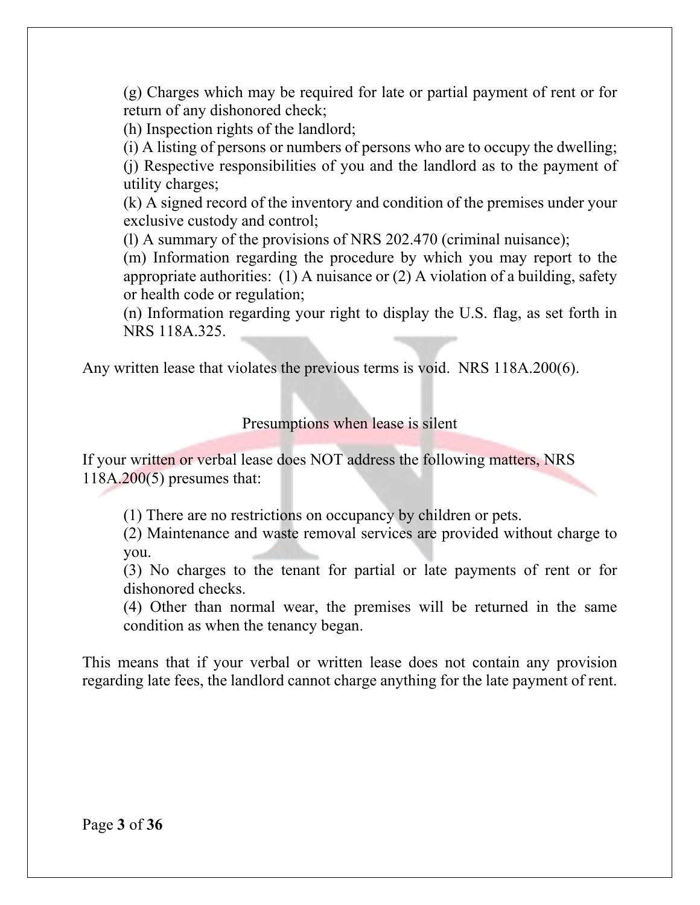(g) Charges which may be required for late or partial payment of rent or for return of any dishonored check;
(h) Inspection rights of the landlord;
(i) A listing of persons or numbers of persons who are to occupy the dwelling;
(j) Respective responsibilities of you and the landlord as to the payment of utility charges;
(k) A signed record of the inventory and condition of the premises under your exclusive custody and control;
(l) A summary of the provisions of NRS 202.470 (criminal nuisance);
(m) Information regarding the procedure by which you may report to the appropriate authorities: (1) A nuisance or (2) A violation of a building, safety or health code or regulation;
(n) Information regarding your right to display the U.S. flag, as set forth in NRS 118A.325.

Any written lease that violates the previous terms is void. NRS 118A.200(6).

## Presumptions when lease is silent

If your written or verbal lease does NOT address the following matters, NRS 118A.200(5) presumes that:

(1) There are no restrictions on occupancy by children or pets.
(2) Maintenance and waste removal services are provided without charge to you.
(3) No charges to the tenant for partial or late payments of rent or for dishonored checks.
(4) Other than normal wear, the premises will be returned in the same condition as when the tenancy began.

This means that if your verbal or written lease does not contain any provision regarding late fees, the landlord cannot charge anything for the late payment of rent.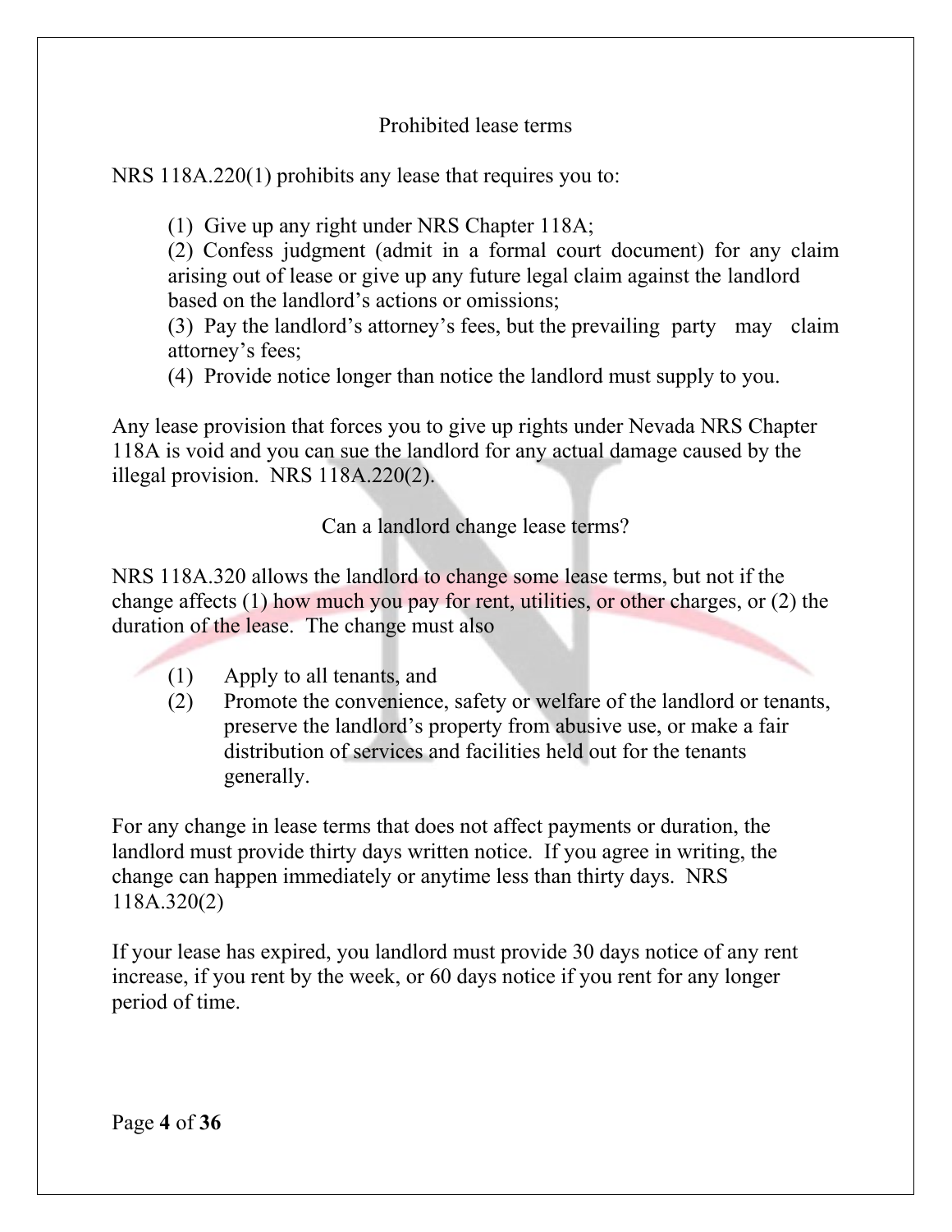## Prohibited lease terms

NRS 118A.220(1) prohibits any lease that requires you to:

(1) Give up any right under NRS Chapter 118A;
(2) Confess judgment (admit in a formal court document) for any claim arising out of lease or give up any future legal claim against the landlord based on the landlord's actions or omissions;
(3) Pay the landlord's attorney's fees, but the prevailing party may claim attorney's fees;
(4) Provide notice longer than notice the landlord must supply to you.

Any lease provision that forces you to give up rights under Nevada NRS Chapter 118A is void and you can sue the landlord for any actual damage caused by the illegal provision. NRS 118A.220(2).

## Can a landlord change lease terms?

NRS 118A.320 allows the landlord to change some lease terms, but not if the change affects (1) how much you pay for rent, utilities, or other charges, or (2) the duration of the lease. The change must also

(1) Apply to all tenants, and
(2) Promote the convenience, safety or welfare of the landlord or tenants, preserve the landlord's property from abusive use, or make a fair distribution of services and facilities held out for the tenants generally.

For any change in lease terms that does not affect payments or duration, the landlord must provide thirty days written notice. If you agree in writing, the change can happen immediately or anytime less than thirty days. NRS 118A.320(2)

If your lease has expired, you landlord must provide 30 days notice of any rent increase, if you rent by the week, or 60 days notice if you rent for any longer period of time.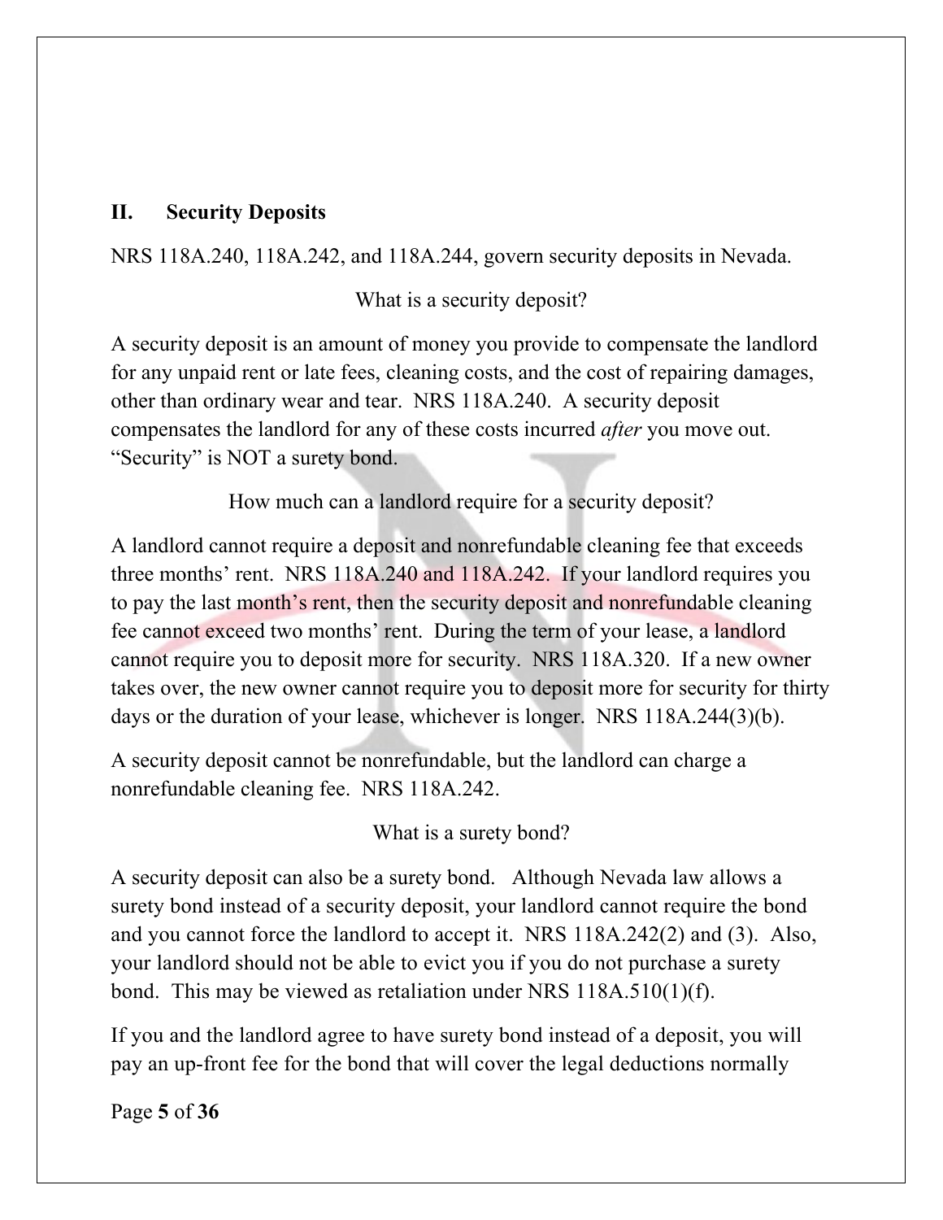## II. Security Deposits

NRS 118A.240, 118A.242, and 118A.244, govern security deposits in Nevada.

### What is a security deposit?

A security deposit is an amount of money you provide to compensate the landlord for any unpaid rent or late fees, cleaning costs, and the cost of repairing damages, other than ordinary wear and tear. NRS 118A.240. A security deposit compensates the landlord for any of these costs incurred *after* you move out. "Security" is NOT a surety bond.

### How much can a landlord require for a security deposit?

A landlord cannot require a deposit and nonrefundable cleaning fee that exceeds three months' rent. NRS 118A.240 and 118A.242. If your landlord requires you to pay the last month's rent, then the security deposit and nonrefundable cleaning fee cannot exceed two months' rent. During the term of your lease, a landlord cannot require you to deposit more for security. NRS 118A.320. If a new owner takes over, the new owner cannot require you to deposit more for security for thirty days or the duration of your lease, whichever is longer. NRS 118A.244(3)(b).

A security deposit cannot be nonrefundable, but the landlord can charge a nonrefundable cleaning fee. NRS 118A.242.

### What is a surety bond?

A security deposit can also be a surety bond. Although Nevada law allows a surety bond instead of a security deposit, your landlord cannot require the bond and you cannot force the landlord to accept it. NRS 118A.242(2) and (3). Also, your landlord should not be able to evict you if you do not purchase a surety bond. This may be viewed as retaliation under NRS 118A.510(1)(f).

If you and the landlord agree to have surety bond instead of a deposit, you will pay an up-front fee for the bond that will cover the legal deductions normally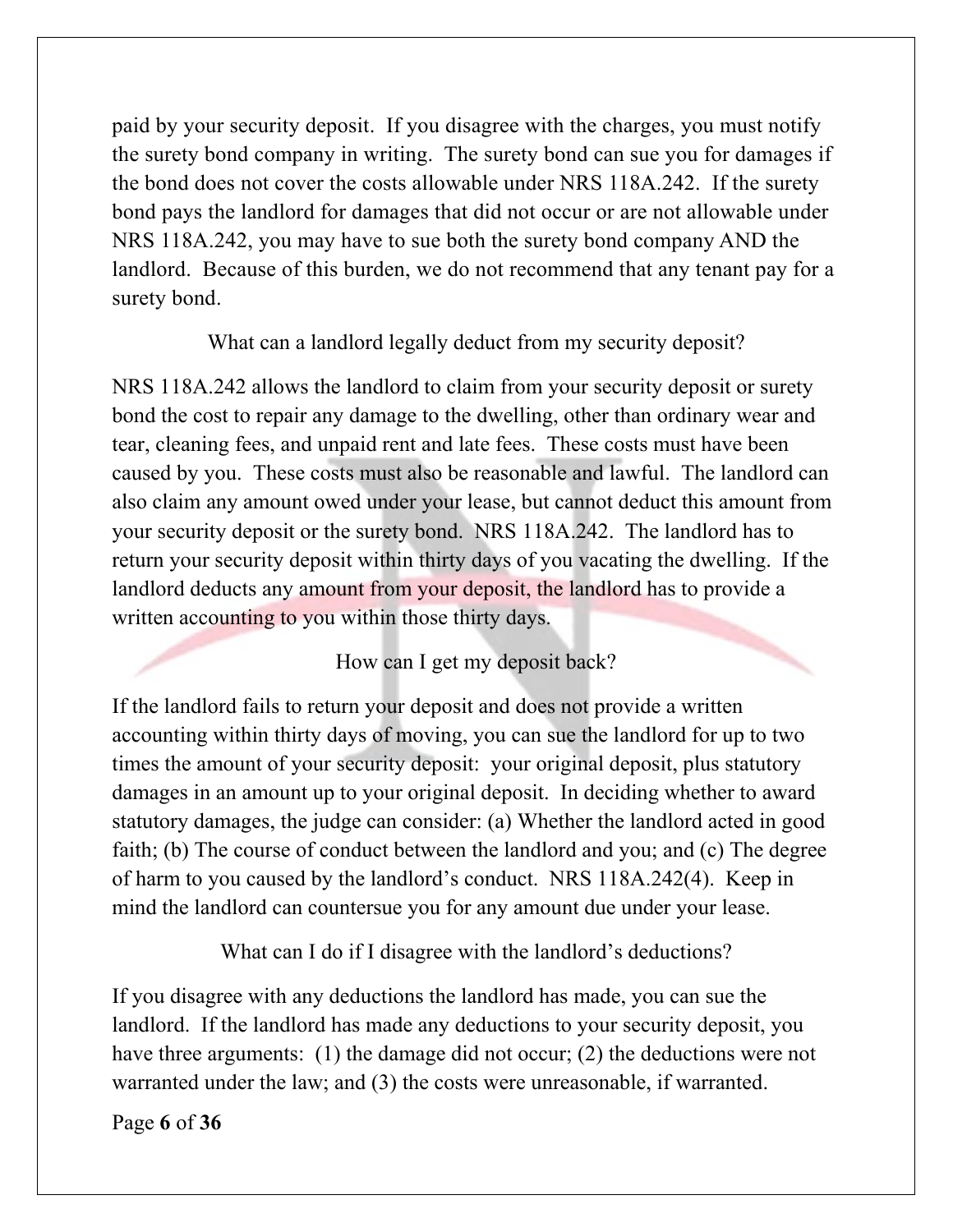paid by your security deposit. If you disagree with the charges, you must notify the surety bond company in writing. The surety bond can sue you for damages if the bond does not cover the costs allowable under NRS 118A.242. If the surety bond pays the landlord for damages that did not occur or are not allowable under NRS 118A.242, you may have to sue both the surety bond company AND the landlord. Because of this burden, we do not recommend that any tenant pay for a surety bond.

## What can a landlord legally deduct from my security deposit?

NRS 118A.242 allows the landlord to claim from your security deposit or surety bond the cost to repair any damage to the dwelling, other than ordinary wear and tear, cleaning fees, and unpaid rent and late fees. These costs must have been caused by you. These costs must also be reasonable and lawful. The landlord can also claim any amount owed under your lease, but cannot deduct this amount from your security deposit or the surety bond. NRS 118A.242. The landlord has to return your security deposit within thirty days of you vacating the dwelling. If the landlord deducts any amount from your deposit, the landlord has to provide a written accounting to you within those thirty days.

## How can I get my deposit back?

If the landlord fails to return your deposit and does not provide a written accounting within thirty days of moving, you can sue the landlord for up to two times the amount of your security deposit: your original deposit, plus statutory damages in an amount up to your original deposit. In deciding whether to award statutory damages, the judge can consider: (a) Whether the landlord acted in good faith; (b) The course of conduct between the landlord and you; and (c) The degree of harm to you caused by the landlord's conduct. NRS 118A.242(4). Keep in mind the landlord can countersue you for any amount due under your lease.

## What can I do if I disagree with the landlord's deductions?

If you disagree with any deductions the landlord has made, you can sue the landlord. If the landlord has made any deductions to your security deposit, you have three arguments: (1) the damage did not occur; (2) the deductions were not warranted under the law; and (3) the costs were unreasonable, if warranted.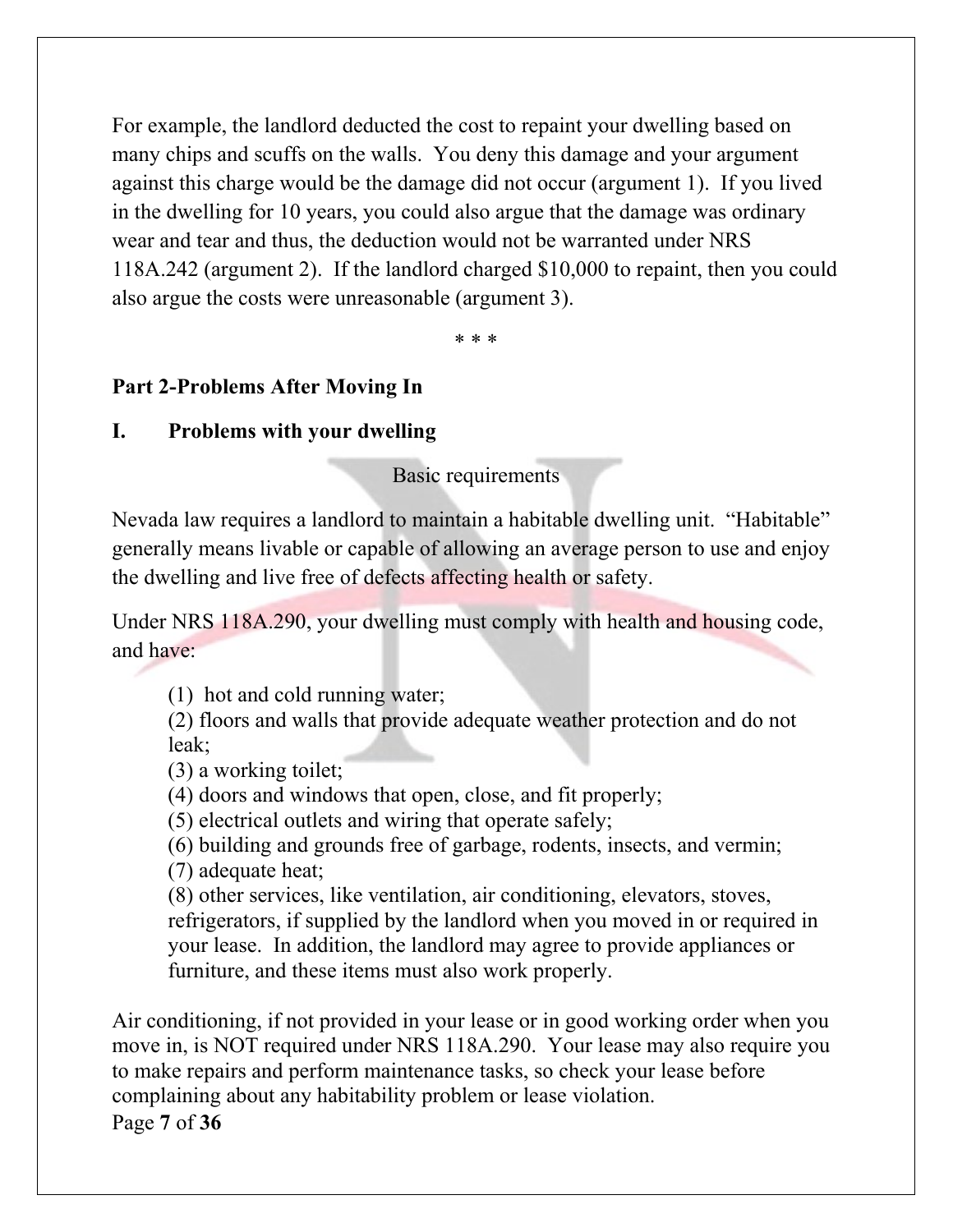For example, the landlord deducted the cost to repaint your dwelling based on many chips and scuffs on the walls. You deny this damage and your argument against this charge would be the damage did not occur (argument 1). If you lived in the dwelling for 10 years, you could also argue that the damage was ordinary wear and tear and thus, the deduction would not be warranted under NRS 118A.242 (argument 2). If the landlord charged $10,000 to repaint, then you could also argue the costs were unreasonable (argument 3).

\* \* \*

**Part 2-Problems After Moving In**

**I. Problems with your dwelling**

Basic requirements

Nevada law requires a landlord to maintain a habitable dwelling unit. "Habitable" generally means livable or capable of allowing an average person to use and enjoy the dwelling and live free of defects affecting health or safety.

Under NRS 118A.290, your dwelling must comply with health and housing code, and have:

> (1) hot and cold running water;
> (2) floors and walls that provide adequate weather protection and do not leak;
> (3) a working toilet;
> (4) doors and windows that open, close, and fit properly;
> (5) electrical outlets and wiring that operate safely;
> (6) building and grounds free of garbage, rodents, insects, and vermin;
> (7) adequate heat;
> (8) other services, like ventilation, air conditioning, elevators, stoves, refrigerators, if supplied by the landlord when you moved in or required in your lease. In addition, the landlord may agree to provide appliances or furniture, and these items must also work properly.

Air conditioning, if not provided in your lease or in good working order when you move in, is NOT required under NRS 118A.290. Your lease may also require you to make repairs and perform maintenance tasks, so check your lease before complaining about any habitability problem or lease violation.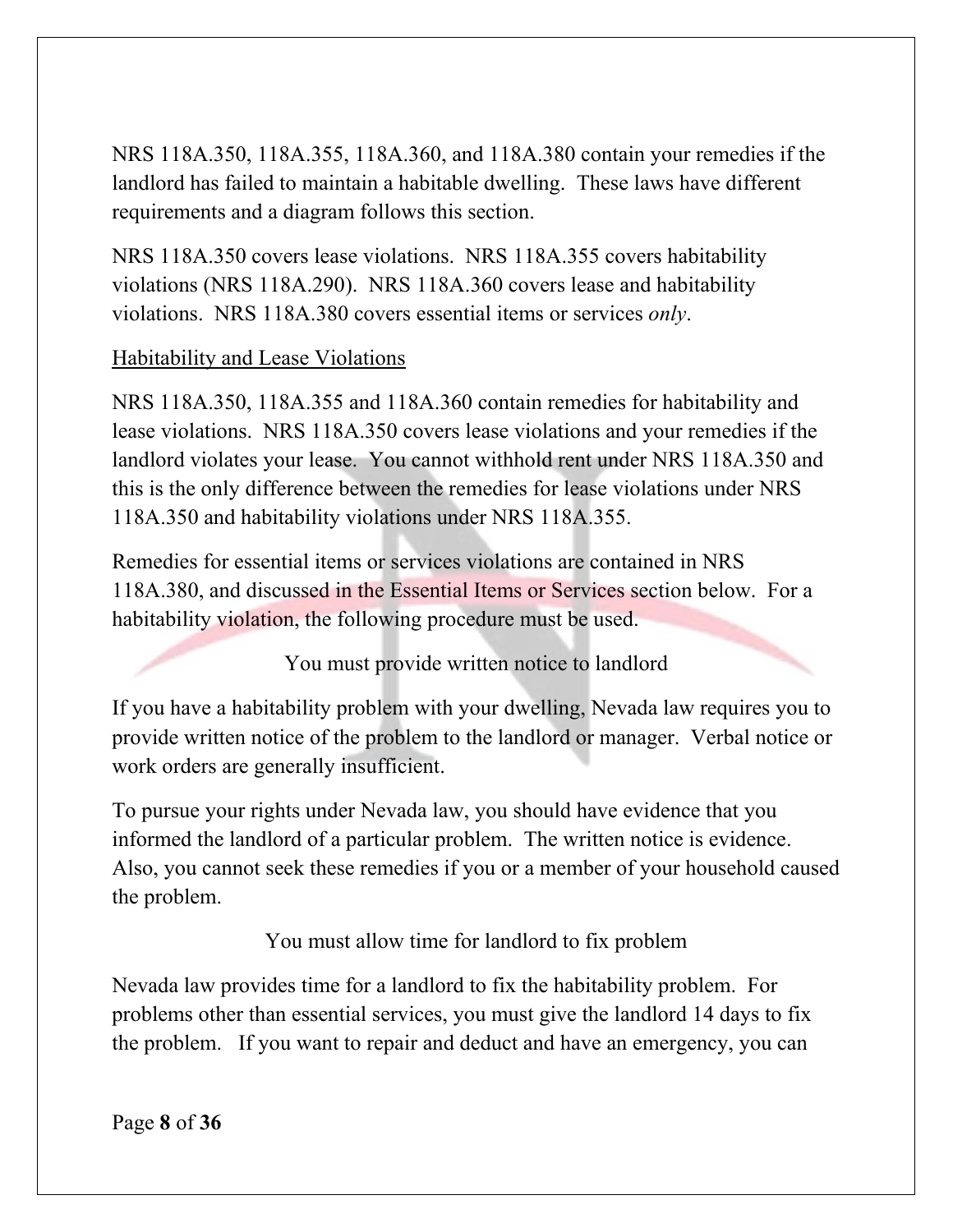NRS 118A.350, 118A.355, 118A.360, and 118A.380 contain your remedies if the landlord has failed to maintain a habitable dwelling. These laws have different requirements and a diagram follows this section.

NRS 118A.350 covers lease violations. NRS 118A.355 covers habitability violations (NRS 118A.290). NRS 118A.360 covers lease and habitability violations. NRS 118A.380 covers essential items or services *only*.

## Habitability and Lease Violations

NRS 118A.350, 118A.355 and 118A.360 contain remedies for habitability and lease violations. NRS 118A.350 covers lease violations and your remedies if the landlord violates your lease. You cannot withhold rent under NRS 118A.350 and this is the only difference between the remedies for lease violations under NRS 118A.350 and habitability violations under NRS 118A.355.

Remedies for essential items or services violations are contained in NRS 118A.380, and discussed in the Essential Items or Services section below. For a habitability violation, the following procedure must be used.

### You must provide written notice to landlord

If you have a habitability problem with your dwelling, Nevada law requires you to provide written notice of the problem to the landlord or manager. Verbal notice or work orders are generally insufficient.

To pursue your rights under Nevada law, you should have evidence that you informed the landlord of a particular problem. The written notice is evidence. Also, you cannot seek these remedies if you or a member of your household caused the problem.

### You must allow time for landlord to fix problem

Nevada law provides time for a landlord to fix the habitability problem. For problems other than essential services, you must give the landlord 14 days to fix the problem. If you want to repair and deduct and have an emergency, you can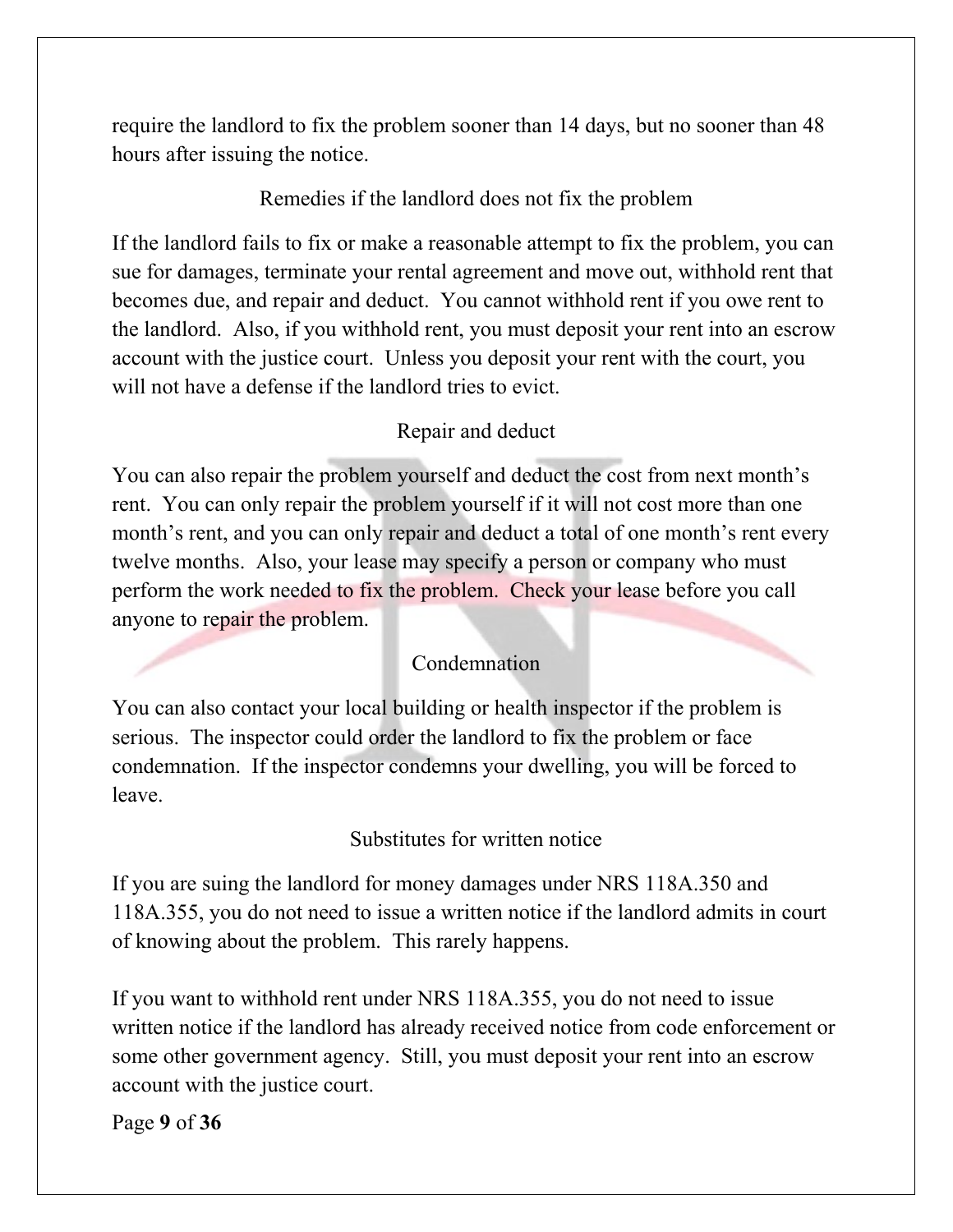require the landlord to fix the problem sooner than 14 days, but no sooner than 48 hours after issuing the notice.

### Remedies if the landlord does not fix the problem

If the landlord fails to fix or make a reasonable attempt to fix the problem, you can sue for damages, terminate your rental agreement and move out, withhold rent that becomes due, and repair and deduct. You cannot withhold rent if you owe rent to the landlord. Also, if you withhold rent, you must deposit your rent into an escrow account with the justice court. Unless you deposit your rent with the court, you will not have a defense if the landlord tries to evict.

### Repair and deduct

You can also repair the problem yourself and deduct the cost from next month's rent. You can only repair the problem yourself if it will not cost more than one month's rent, and you can only repair and deduct a total of one month's rent every twelve months. Also, your lease may specify a person or company who must perform the work needed to fix the problem. Check your lease before you call anyone to repair the problem.

### Condemnation

You can also contact your local building or health inspector if the problem is serious. The inspector could order the landlord to fix the problem or face condemnation. If the inspector condemns your dwelling, you will be forced to leave.

### Substitutes for written notice

If you are suing the landlord for money damages under NRS 118A.350 and 118A.355, you do not need to issue a written notice if the landlord admits in court of knowing about the problem. This rarely happens.

If you want to withhold rent under NRS 118A.355, you do not need to issue written notice if the landlord has already received notice from code enforcement or some other government agency. Still, you must deposit your rent into an escrow account with the justice court.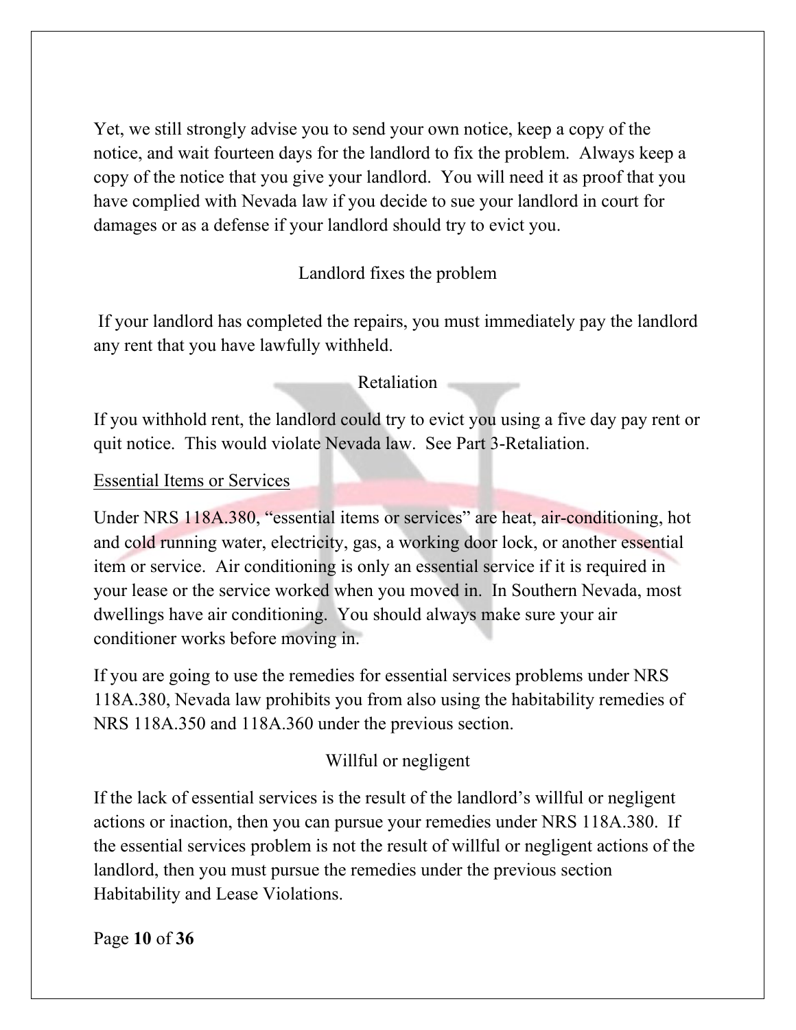Yet, we still strongly advise you to send your own notice, keep a copy of the notice, and wait fourteen days for the landlord to fix the problem. Always keep a copy of the notice that you give your landlord. You will need it as proof that you have complied with Nevada law if you decide to sue your landlord in court for damages or as a defense if your landlord should try to evict you.

### Landlord fixes the problem

If your landlord has completed the repairs, you must immediately pay the landlord any rent that you have lawfully withheld.

### Retaliation

If you withhold rent, the landlord could try to evict you using a five day pay rent or quit notice. This would violate Nevada law. See Part 3-Retaliation.

## Essential Items or Services

Under NRS 118A.380, "essential items or services" are heat, air-conditioning, hot and cold running water, electricity, gas, a working door lock, or another essential item or service. Air conditioning is only an essential service if it is required in your lease or the service worked when you moved in. In Southern Nevada, most dwellings have air conditioning. You should always make sure your air conditioner works before moving in.

If you are going to use the remedies for essential services problems under NRS 118A.380, Nevada law prohibits you from also using the habitability remedies of NRS 118A.350 and 118A.360 under the previous section.

### Willful or negligent

If the lack of essential services is the result of the landlord's willful or negligent actions or inaction, then you can pursue your remedies under NRS 118A.380. If the essential services problem is not the result of willful or negligent actions of the landlord, then you must pursue the remedies under the previous section Habitability and Lease Violations.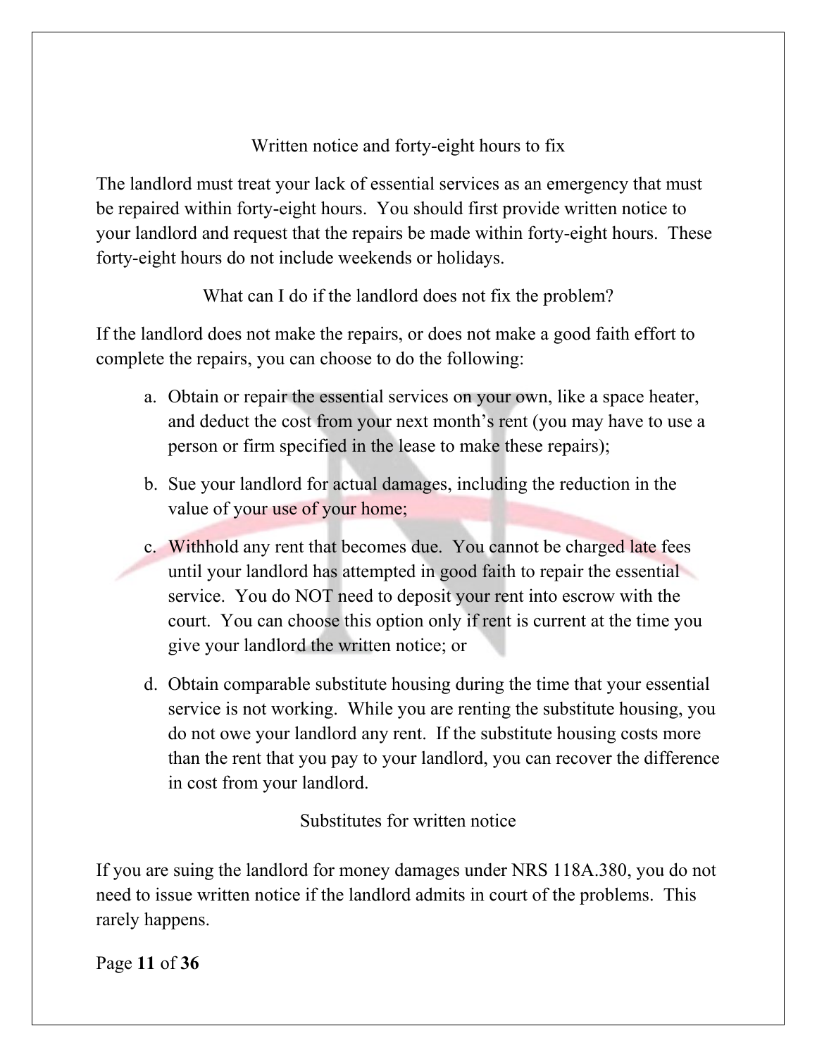### Written notice and forty-eight hours to fix

The landlord must treat your lack of essential services as an emergency that must be repaired within forty-eight hours. You should first provide written notice to your landlord and request that the repairs be made within forty-eight hours. These forty-eight hours do not include weekends or holidays.

### What can I do if the landlord does not fix the problem?

If the landlord does not make the repairs, or does not make a good faith effort to complete the repairs, you can choose to do the following:

a. Obtain or repair the essential services on your own, like a space heater, and deduct the cost from your next month's rent (you may have to use a person or firm specified in the lease to make these repairs);

b. Sue your landlord for actual damages, including the reduction in the value of your use of your home;

c. Withhold any rent that becomes due. You cannot be charged late fees until your landlord has attempted in good faith to repair the essential service. You do NOT need to deposit your rent into escrow with the court. You can choose this option only if rent is current at the time you give your landlord the written notice; or

d. Obtain comparable substitute housing during the time that your essential service is not working. While you are renting the substitute housing, you do not owe your landlord any rent. If the substitute housing costs more than the rent that you pay to your landlord, you can recover the difference in cost from your landlord.

### Substitutes for written notice

If you are suing the landlord for money damages under NRS 118A.380, you do not need to issue written notice if the landlord admits in court of the problems. This rarely happens.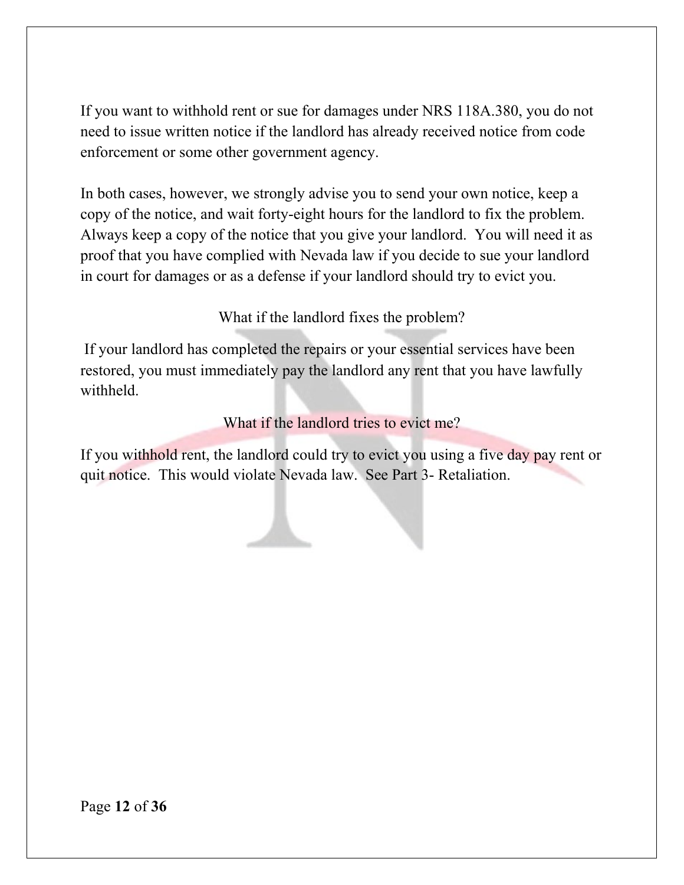If you want to withhold rent or sue for damages under NRS 118A.380, you do not need to issue written notice if the landlord has already received notice from code enforcement or some other government agency.

In both cases, however, we strongly advise you to send your own notice, keep a copy of the notice, and wait forty-eight hours for the landlord to fix the problem. Always keep a copy of the notice that you give your landlord. You will need it as proof that you have complied with Nevada law if you decide to sue your landlord in court for damages or as a defense if your landlord should try to evict you.

### What if the landlord fixes the problem?

If your landlord has completed the repairs or your essential services have been restored, you must immediately pay the landlord any rent that you have lawfully withheld.

### What if the landlord tries to evict me?

If you withhold rent, the landlord could try to evict you using a five day pay rent or quit notice. This would violate Nevada law. See Part 3- Retaliation.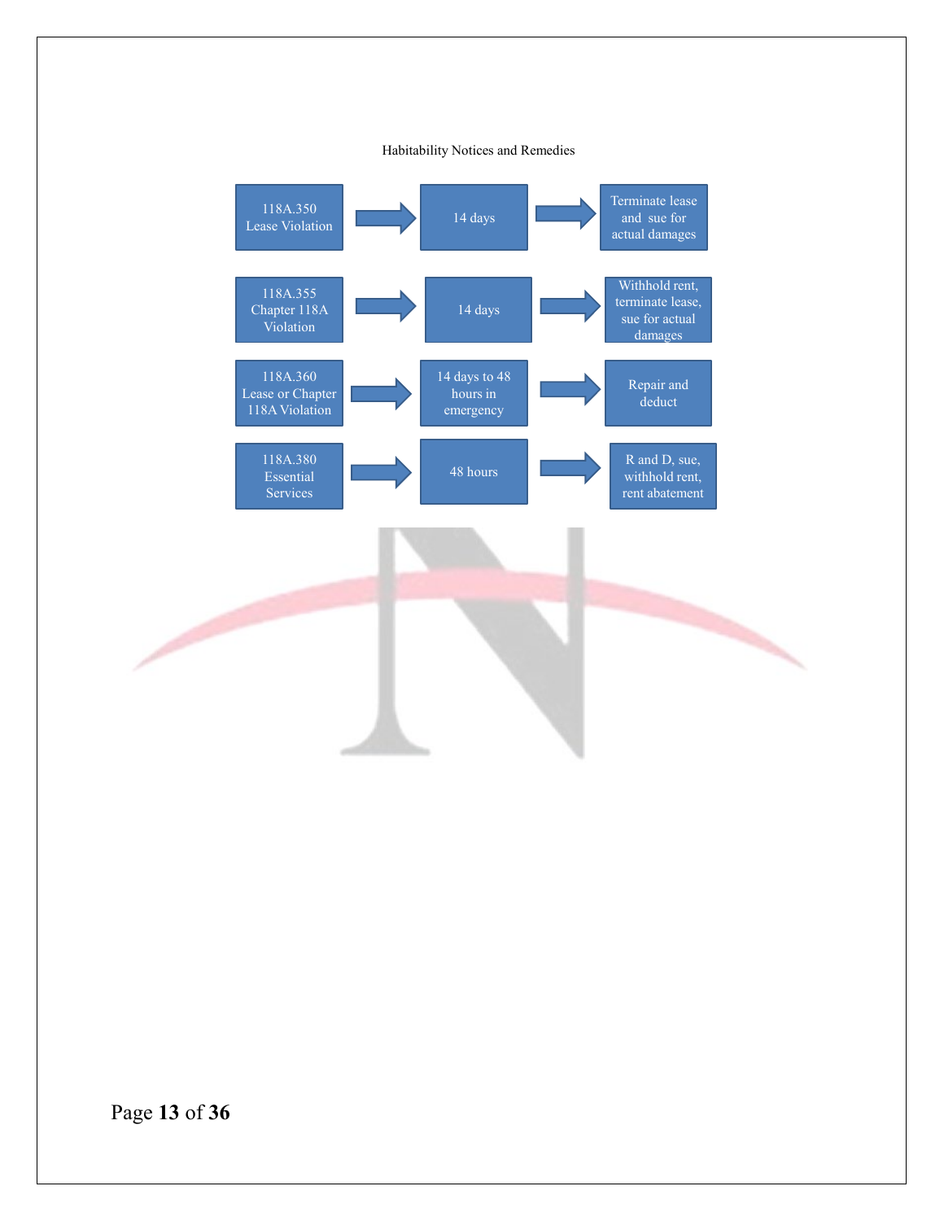Habitability Notices and Remedies

| Statute | Notice Period | Remedy |
| --- | --- | --- |
| 118A.350 Lease Violation | 14 days | Terminate lease and sue for actual damages |
| 118A.355 Chapter 118A Violation | 14 days | Withhold rent, terminate lease, sue for actual damages |
| 118A.360 Lease or Chapter 118A Violation | 14 days to 48 hours in emergency | Repair and deduct |
| 118A.380 Essential Services | 48 hours | R and D, sue, withhold rent, rent abatement |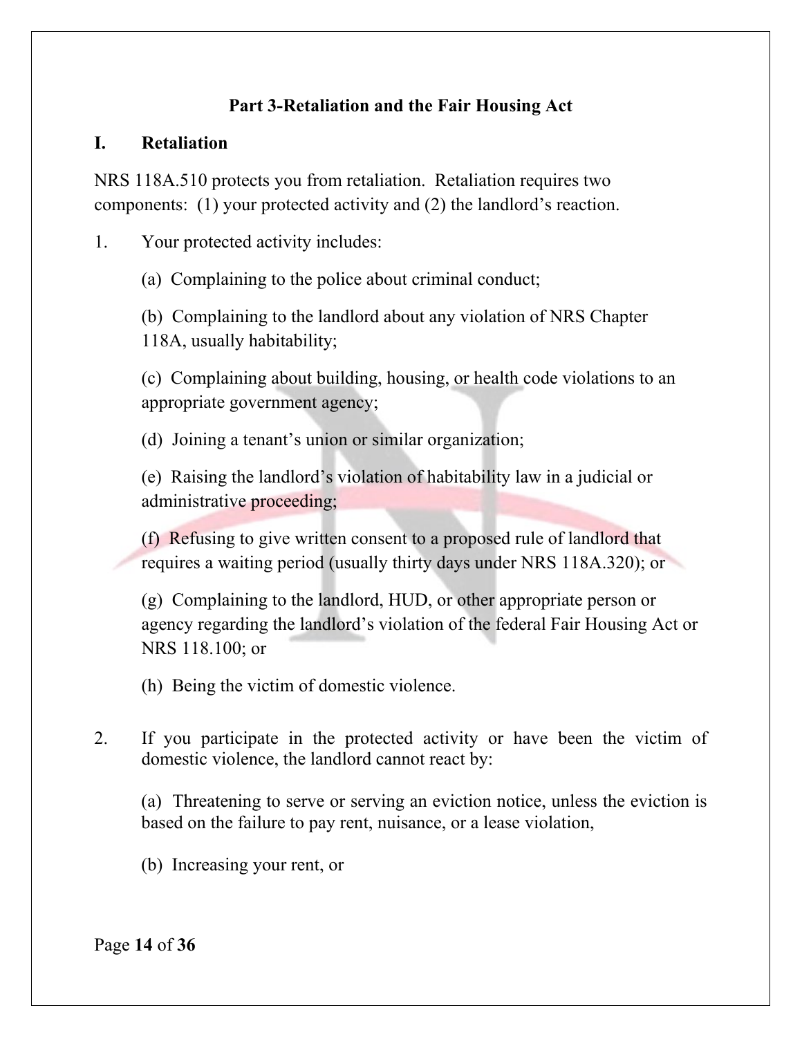## Part 3-Retaliation and the Fair Housing Act

### I. Retaliation

NRS 118A.510 protects you from retaliation. Retaliation requires two components: (1) your protected activity and (2) the landlord's reaction.

1. Your protected activity includes:

   (a) Complaining to the police about criminal conduct;

   (b) Complaining to the landlord about any violation of NRS Chapter 118A, usually habitability;

   (c) Complaining about building, housing, or health code violations to an appropriate government agency;

   (d) Joining a tenant's union or similar organization;

   (e) Raising the landlord's violation of habitability law in a judicial or administrative proceeding;

   (f) Refusing to give written consent to a proposed rule of landlord that requires a waiting period (usually thirty days under NRS 118A.320); or

   (g) Complaining to the landlord, HUD, or other appropriate person or agency regarding the landlord's violation of the federal Fair Housing Act or NRS 118.100; or

   (h) Being the victim of domestic violence.

2. If you participate in the protected activity or have been the victim of domestic violence, the landlord cannot react by:

   (a) Threatening to serve or serving an eviction notice, unless the eviction is based on the failure to pay rent, nuisance, or a lease violation,

   (b) Increasing your rent, or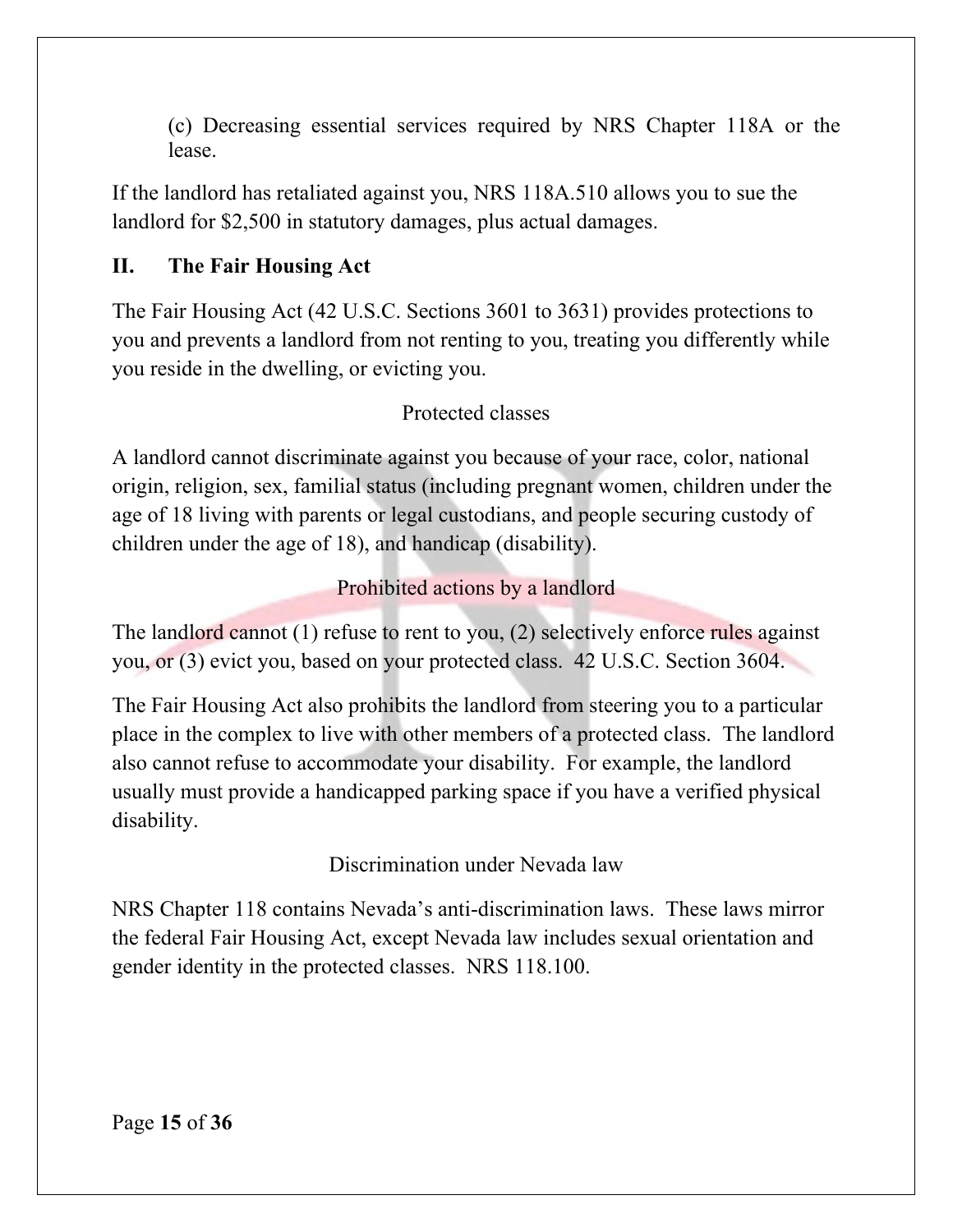(c) Decreasing essential services required by NRS Chapter 118A or the lease.

If the landlord has retaliated against you, NRS 118A.510 allows you to sue the landlord for $2,500 in statutory damages, plus actual damages.

## II. The Fair Housing Act

The Fair Housing Act (42 U.S.C. Sections 3601 to 3631) provides protections to you and prevents a landlord from not renting to you, treating you differently while you reside in the dwelling, or evicting you.

### Protected classes

A landlord cannot discriminate against you because of your race, color, national origin, religion, sex, familial status (including pregnant women, children under the age of 18 living with parents or legal custodians, and people securing custody of children under the age of 18), and handicap (disability).

### Prohibited actions by a landlord

The landlord cannot (1) refuse to rent to you, (2) selectively enforce rules against you, or (3) evict you, based on your protected class. 42 U.S.C. Section 3604.

The Fair Housing Act also prohibits the landlord from steering you to a particular place in the complex to live with other members of a protected class. The landlord also cannot refuse to accommodate your disability. For example, the landlord usually must provide a handicapped parking space if you have a verified physical disability.

### Discrimination under Nevada law

NRS Chapter 118 contains Nevada's anti-discrimination laws. These laws mirror the federal Fair Housing Act, except Nevada law includes sexual orientation and gender identity in the protected classes. NRS 118.100.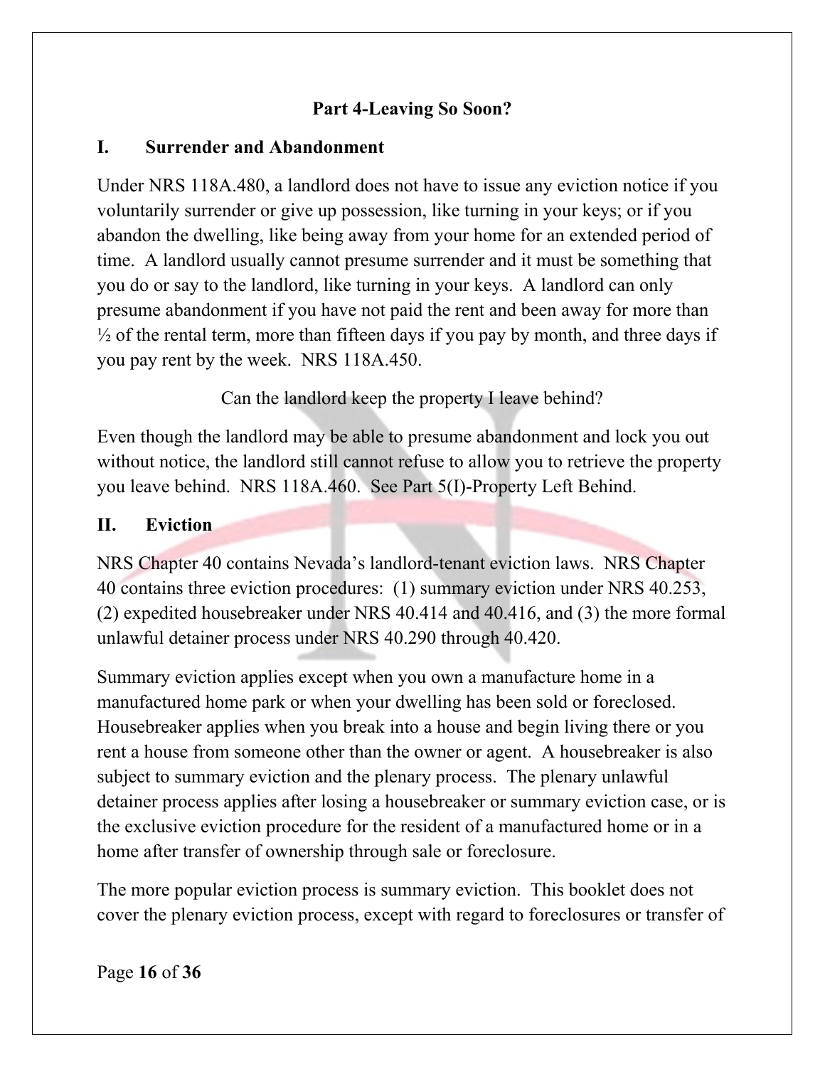## Part 4-Leaving So Soon?

### I. Surrender and Abandonment

Under NRS 118A.480, a landlord does not have to issue any eviction notice if you voluntarily surrender or give up possession, like turning in your keys; or if you abandon the dwelling, like being away from your home for an extended period of time. A landlord usually cannot presume surrender and it must be something that you do or say to the landlord, like turning in your keys. A landlord can only presume abandonment if you have not paid the rent and been away for more than ½ of the rental term, more than fifteen days if you pay by month, and three days if you pay rent by the week. NRS 118A.450.

Can the landlord keep the property I leave behind?

Even though the landlord may be able to presume abandonment and lock you out without notice, the landlord still cannot refuse to allow you to retrieve the property you leave behind. NRS 118A.460. See Part 5(I)-Property Left Behind.

### II. Eviction

NRS Chapter 40 contains Nevada's landlord-tenant eviction laws. NRS Chapter 40 contains three eviction procedures: (1) summary eviction under NRS 40.253, (2) expedited housebreaker under NRS 40.414 and 40.416, and (3) the more formal unlawful detainer process under NRS 40.290 through 40.420.

Summary eviction applies except when you own a manufacture home in a manufactured home park or when your dwelling has been sold or foreclosed. Housebreaker applies when you break into a house and begin living there or you rent a house from someone other than the owner or agent. A housebreaker is also subject to summary eviction and the plenary process. The plenary unlawful detainer process applies after losing a housebreaker or summary eviction case, or is the exclusive eviction procedure for the resident of a manufactured home or in a home after transfer of ownership through sale or foreclosure.

The more popular eviction process is summary eviction. This booklet does not cover the plenary eviction process, except with regard to foreclosures or transfer of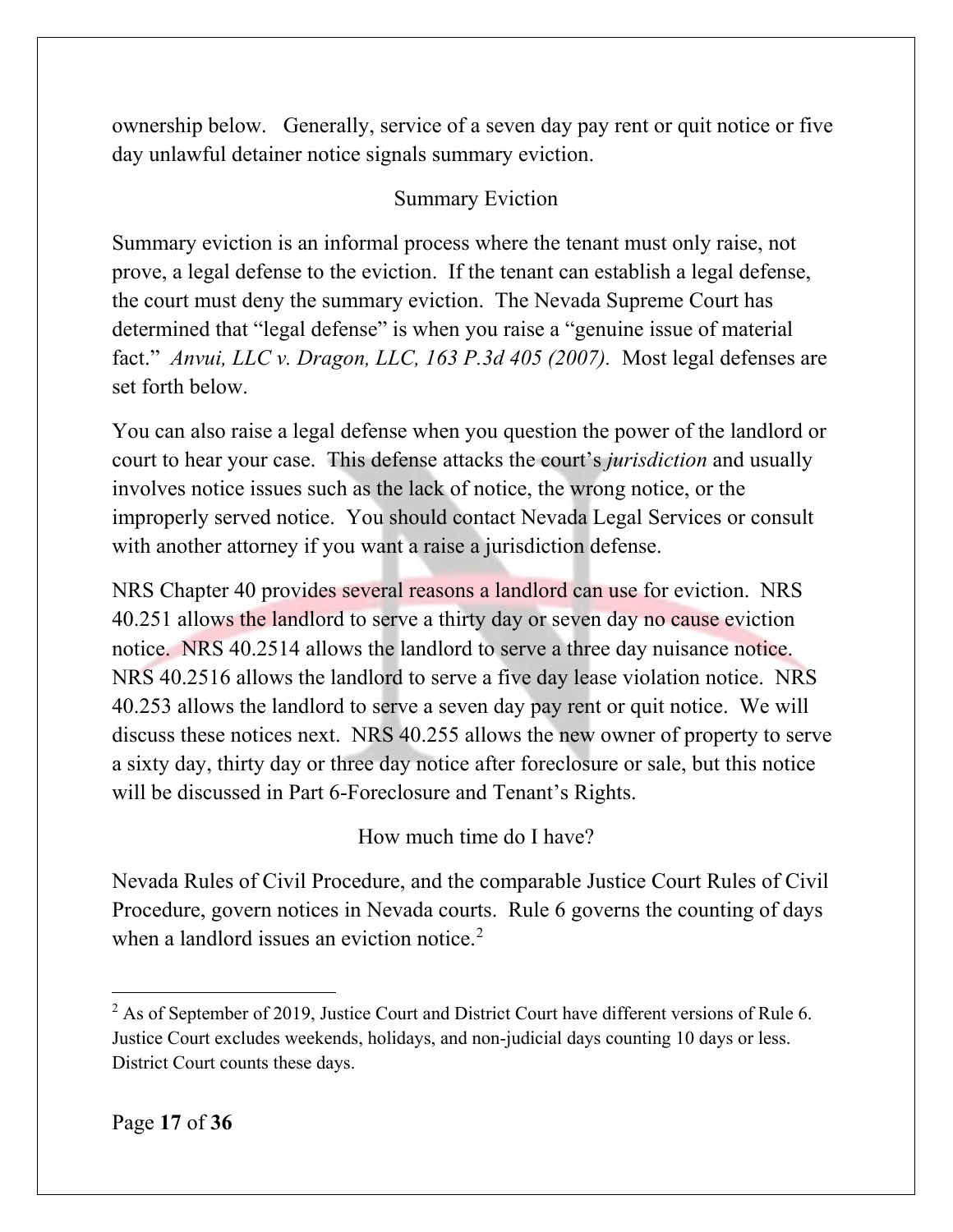ownership below. Generally, service of a seven day pay rent or quit notice or five day unlawful detainer notice signals summary eviction.

## Summary Eviction

Summary eviction is an informal process where the tenant must only raise, not prove, a legal defense to the eviction. If the tenant can establish a legal defense, the court must deny the summary eviction. The Nevada Supreme Court has determined that "legal defense" is when you raise a "genuine issue of material fact." *Anvui, LLC v. Dragon, LLC, 163 P.3d 405 (2007).* Most legal defenses are set forth below.

You can also raise a legal defense when you question the power of the landlord or court to hear your case. This defense attacks the court's *jurisdiction* and usually involves notice issues such as the lack of notice, the wrong notice, or the improperly served notice. You should contact Nevada Legal Services or consult with another attorney if you want a raise a jurisdiction defense.

NRS Chapter 40 provides several reasons a landlord can use for eviction. NRS 40.251 allows the landlord to serve a thirty day or seven day no cause eviction notice. NRS 40.2514 allows the landlord to serve a three day nuisance notice. NRS 40.2516 allows the landlord to serve a five day lease violation notice. NRS 40.253 allows the landlord to serve a seven day pay rent or quit notice. We will discuss these notices next. NRS 40.255 allows the new owner of property to serve a sixty day, thirty day or three day notice after foreclosure or sale, but this notice will be discussed in Part 6-Foreclosure and Tenant's Rights.

## How much time do I have?

Nevada Rules of Civil Procedure, and the comparable Justice Court Rules of Civil Procedure, govern notices in Nevada courts. Rule 6 governs the counting of days when a landlord issues an eviction notice.[2]

---

[2] As of September of 2019, Justice Court and District Court have different versions of Rule 6. Justice Court excludes weekends, holidays, and non-judicial days counting 10 days or less. District Court counts these days.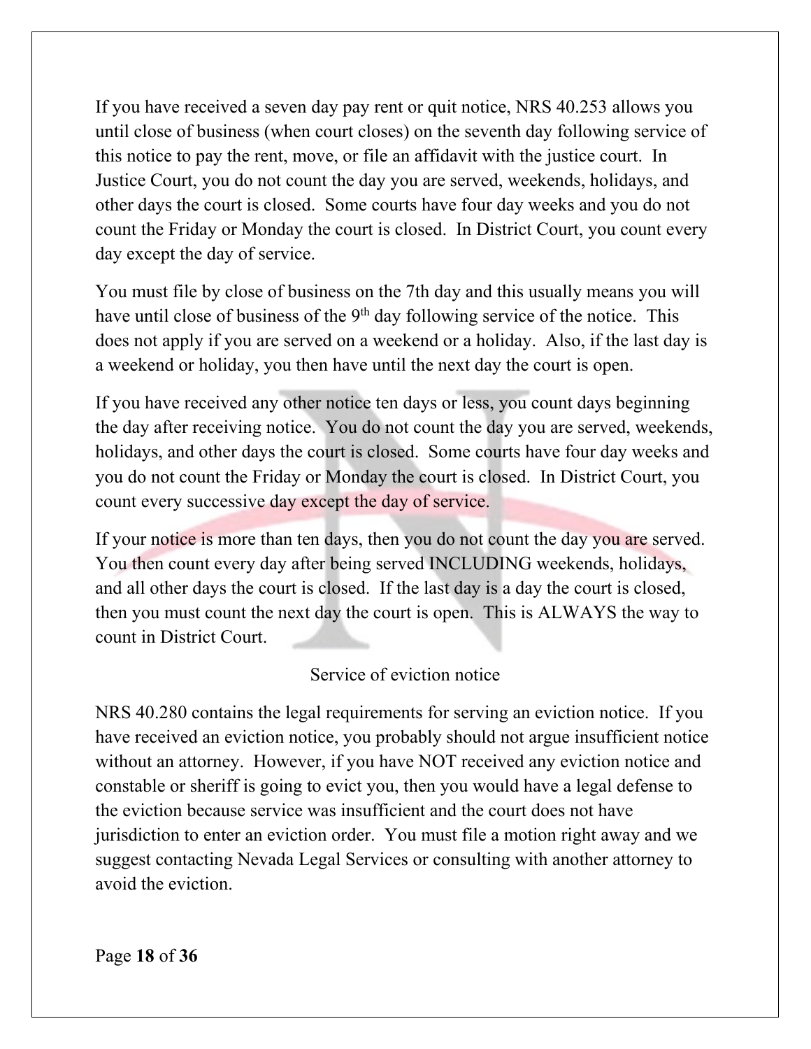If you have received a seven day pay rent or quit notice, NRS 40.253 allows you until close of business (when court closes) on the seventh day following service of this notice to pay the rent, move, or file an affidavit with the justice court. In Justice Court, you do not count the day you are served, weekends, holidays, and other days the court is closed. Some courts have four day weeks and you do not count the Friday or Monday the court is closed. In District Court, you count every day except the day of service.

You must file by close of business on the 7th day and this usually means you will have until close of business of the 9th day following service of the notice. This does not apply if you are served on a weekend or a holiday. Also, if the last day is a weekend or holiday, you then have until the next day the court is open.

If you have received any other notice ten days or less, you count days beginning the day after receiving notice. You do not count the day you are served, weekends, holidays, and other days the court is closed. Some courts have four day weeks and you do not count the Friday or Monday the court is closed. In District Court, you count every successive day except the day of service.

If your notice is more than ten days, then you do not count the day you are served. You then count every day after being served INCLUDING weekends, holidays, and all other days the court is closed. If the last day is a day the court is closed, then you must count the next day the court is open. This is ALWAYS the way to count in District Court.

## Service of eviction notice

NRS 40.280 contains the legal requirements for serving an eviction notice. If you have received an eviction notice, you probably should not argue insufficient notice without an attorney. However, if you have NOT received any eviction notice and constable or sheriff is going to evict you, then you would have a legal defense to the eviction because service was insufficient and the court does not have jurisdiction to enter an eviction order. You must file a motion right away and we suggest contacting Nevada Legal Services or consulting with another attorney to avoid the eviction.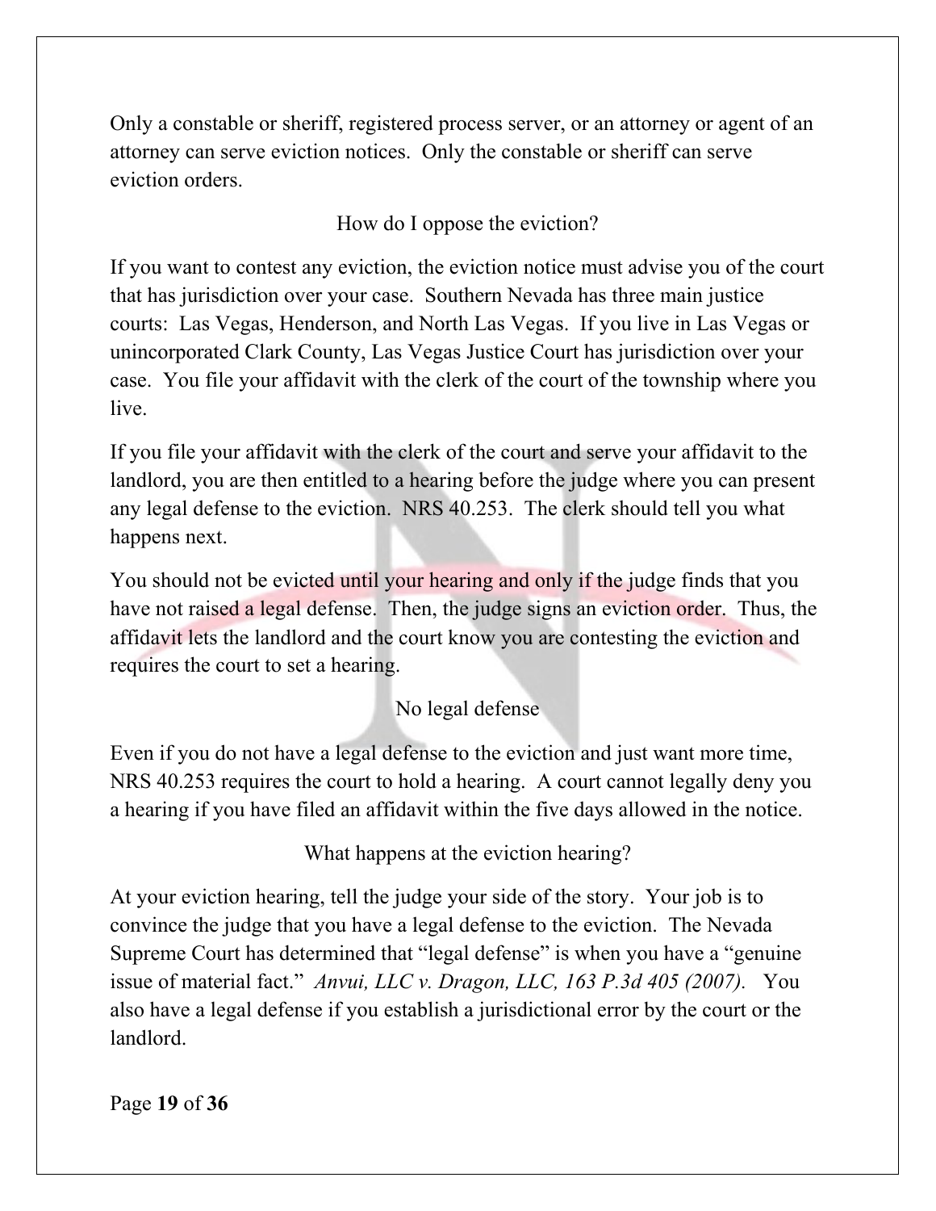Only a constable or sheriff, registered process server, or an attorney or agent of an attorney can serve eviction notices. Only the constable or sheriff can serve eviction orders.

## How do I oppose the eviction?

If you want to contest any eviction, the eviction notice must advise you of the court that has jurisdiction over your case. Southern Nevada has three main justice courts: Las Vegas, Henderson, and North Las Vegas. If you live in Las Vegas or unincorporated Clark County, Las Vegas Justice Court has jurisdiction over your case. You file your affidavit with the clerk of the court of the township where you live.

If you file your affidavit with the clerk of the court and serve your affidavit to the landlord, you are then entitled to a hearing before the judge where you can present any legal defense to the eviction. NRS 40.253. The clerk should tell you what happens next.

You should not be evicted until your hearing and only if the judge finds that you have not raised a legal defense. Then, the judge signs an eviction order. Thus, the affidavit lets the landlord and the court know you are contesting the eviction and requires the court to set a hearing.

## No legal defense

Even if you do not have a legal defense to the eviction and just want more time, NRS 40.253 requires the court to hold a hearing. A court cannot legally deny you a hearing if you have filed an affidavit within the five days allowed in the notice.

## What happens at the eviction hearing?

At your eviction hearing, tell the judge your side of the story. Your job is to convince the judge that you have a legal defense to the eviction. The Nevada Supreme Court has determined that "legal defense" is when you have a "genuine issue of material fact." *Anvui, LLC v. Dragon, LLC, 163 P.3d 405 (2007).* You also have a legal defense if you establish a jurisdictional error by the court or the landlord.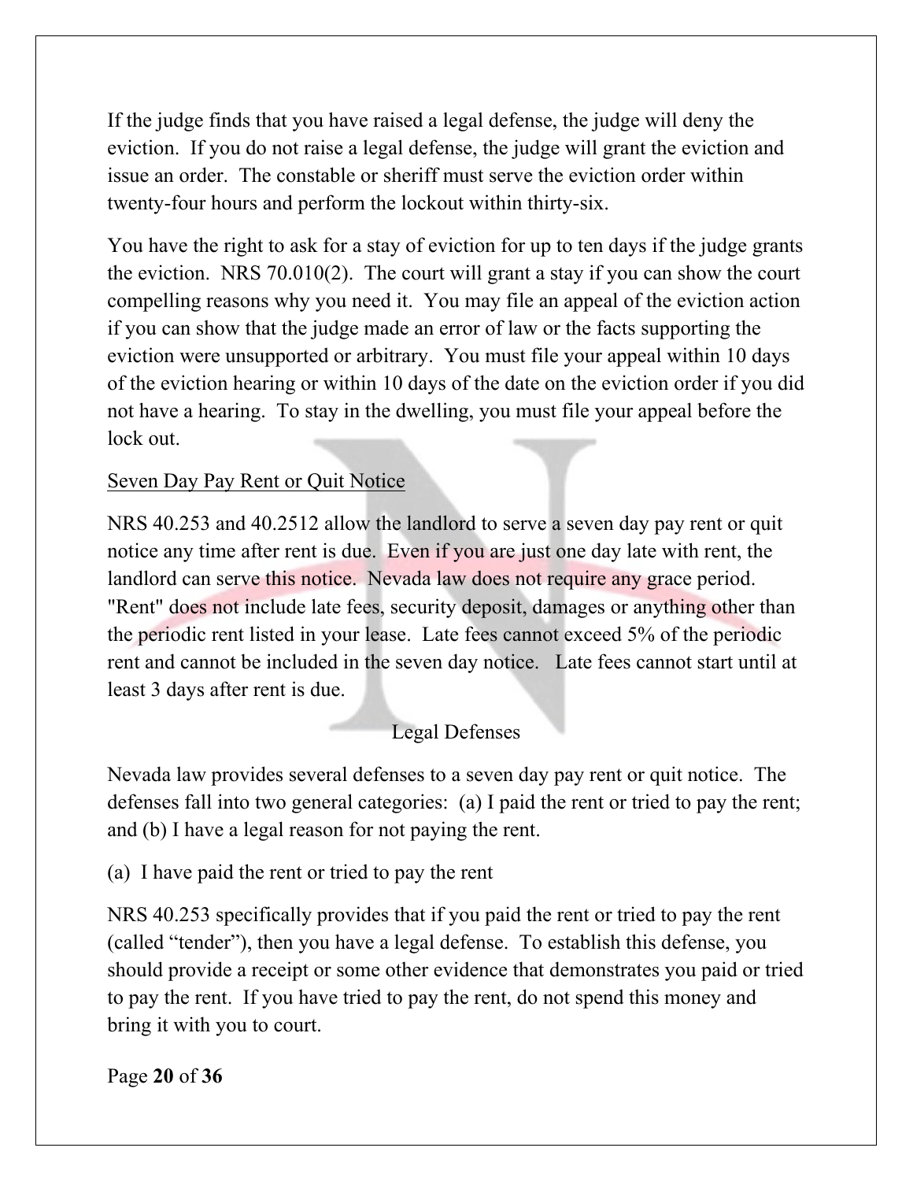If the judge finds that you have raised a legal defense, the judge will deny the eviction. If you do not raise a legal defense, the judge will grant the eviction and issue an order. The constable or sheriff must serve the eviction order within twenty-four hours and perform the lockout within thirty-six.

You have the right to ask for a stay of eviction for up to ten days if the judge grants the eviction. NRS 70.010(2). The court will grant a stay if you can show the court compelling reasons why you need it. You may file an appeal of the eviction action if you can show that the judge made an error of law or the facts supporting the eviction were unsupported or arbitrary. You must file your appeal within 10 days of the eviction hearing or within 10 days of the date on the eviction order if you did not have a hearing. To stay in the dwelling, you must file your appeal before the lock out.

<u>Seven Day Pay Rent or Quit Notice</u>

NRS 40.253 and 40.2512 allow the landlord to serve a seven day pay rent or quit notice any time after rent is due. Even if you are just one day late with rent, the landlord can serve this notice. Nevada law does not require any grace period. "Rent" does not include late fees, security deposit, damages or anything other than the periodic rent listed in your lease. Late fees cannot exceed 5% of the periodic rent and cannot be included in the seven day notice. Late fees cannot start until at least 3 days after rent is due.

## Legal Defenses

Nevada law provides several defenses to a seven day pay rent or quit notice. The defenses fall into two general categories: (a) I paid the rent or tried to pay the rent; and (b) I have a legal reason for not paying the rent.

(a) I have paid the rent or tried to pay the rent

NRS 40.253 specifically provides that if you paid the rent or tried to pay the rent (called "tender"), then you have a legal defense. To establish this defense, you should provide a receipt or some other evidence that demonstrates you paid or tried to pay the rent. If you have tried to pay the rent, do not spend this money and bring it with you to court.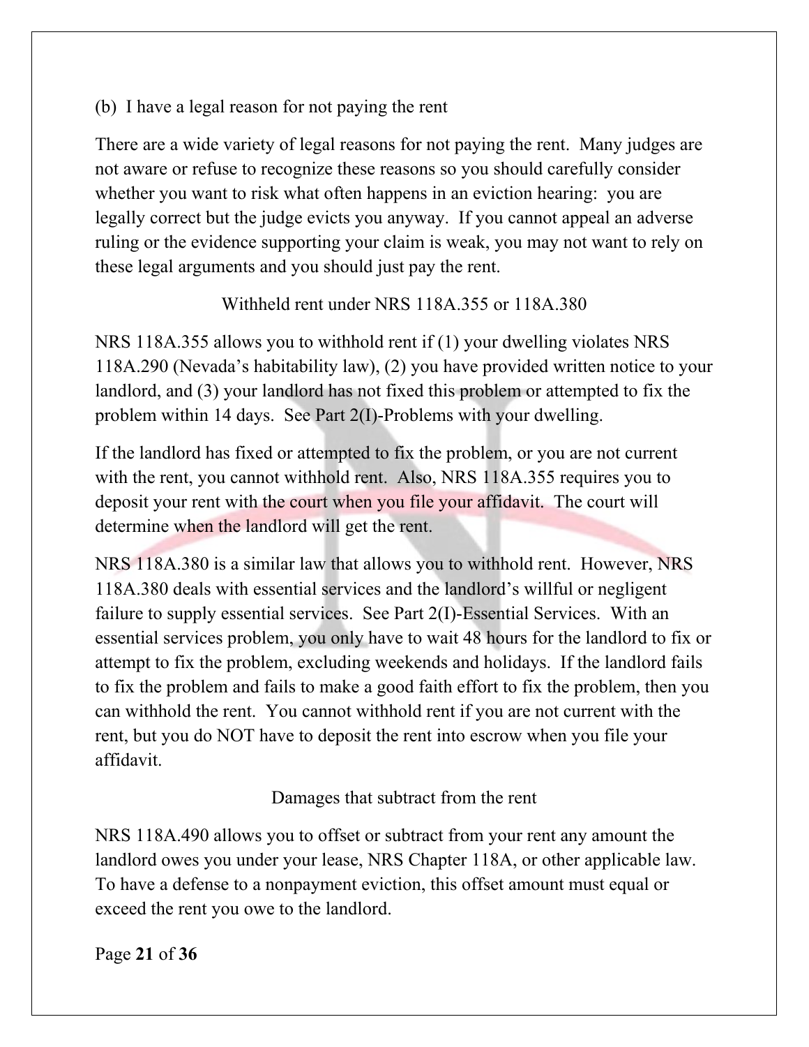(b) I have a legal reason for not paying the rent

There are a wide variety of legal reasons for not paying the rent. Many judges are not aware or refuse to recognize these reasons so you should carefully consider whether you want to risk what often happens in an eviction hearing: you are legally correct but the judge evicts you anyway. If you cannot appeal an adverse ruling or the evidence supporting your claim is weak, you may not want to rely on these legal arguments and you should just pay the rent.

### Withheld rent under NRS 118A.355 or 118A.380

NRS 118A.355 allows you to withhold rent if (1) your dwelling violates NRS 118A.290 (Nevada's habitability law), (2) you have provided written notice to your landlord, and (3) your landlord has not fixed this problem or attempted to fix the problem within 14 days. See Part 2(I)-Problems with your dwelling.

If the landlord has fixed or attempted to fix the problem, or you are not current with the rent, you cannot withhold rent. Also, NRS 118A.355 requires you to deposit your rent with the court when you file your affidavit. The court will determine when the landlord will get the rent.

NRS 118A.380 is a similar law that allows you to withhold rent. However, NRS 118A.380 deals with essential services and the landlord's willful or negligent failure to supply essential services. See Part 2(I)-Essential Services. With an essential services problem, you only have to wait 48 hours for the landlord to fix or attempt to fix the problem, excluding weekends and holidays. If the landlord fails to fix the problem and fails to make a good faith effort to fix the problem, then you can withhold the rent. You cannot withhold rent if you are not current with the rent, but you do NOT have to deposit the rent into escrow when you file your affidavit.

### Damages that subtract from the rent

NRS 118A.490 allows you to offset or subtract from your rent any amount the landlord owes you under your lease, NRS Chapter 118A, or other applicable law. To have a defense to a nonpayment eviction, this offset amount must equal or exceed the rent you owe to the landlord.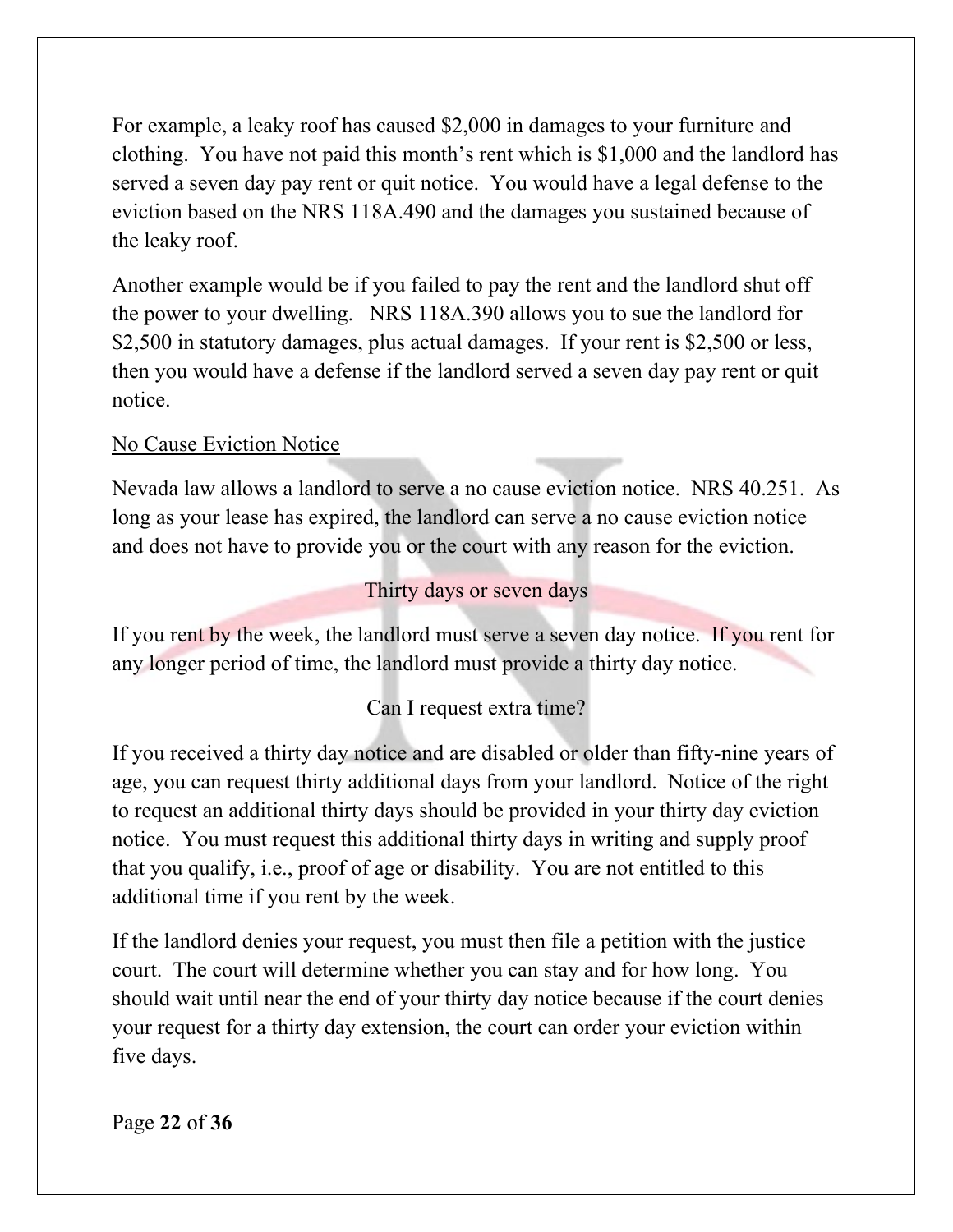For example, a leaky roof has caused $2,000 in damages to your furniture and clothing. You have not paid this month's rent which is $1,000 and the landlord has served a seven day pay rent or quit notice. You would have a legal defense to the eviction based on the NRS 118A.490 and the damages you sustained because of the leaky roof.

Another example would be if you failed to pay the rent and the landlord shut off the power to your dwelling. NRS 118A.390 allows you to sue the landlord for $2,500 in statutory damages, plus actual damages. If your rent is $2,500 or less, then you would have a defense if the landlord served a seven day pay rent or quit notice.

## No Cause Eviction Notice

Nevada law allows a landlord to serve a no cause eviction notice. NRS 40.251. As long as your lease has expired, the landlord can serve a no cause eviction notice and does not have to provide you or the court with any reason for the eviction.

### Thirty days or seven days

If you rent by the week, the landlord must serve a seven day notice. If you rent for any longer period of time, the landlord must provide a thirty day notice.

### Can I request extra time?

If you received a thirty day notice and are disabled or older than fifty-nine years of age, you can request thirty additional days from your landlord. Notice of the right to request an additional thirty days should be provided in your thirty day eviction notice. You must request this additional thirty days in writing and supply proof that you qualify, i.e., proof of age or disability. You are not entitled to this additional time if you rent by the week.

If the landlord denies your request, you must then file a petition with the justice court. The court will determine whether you can stay and for how long. You should wait until near the end of your thirty day notice because if the court denies your request for a thirty day extension, the court can order your eviction within five days.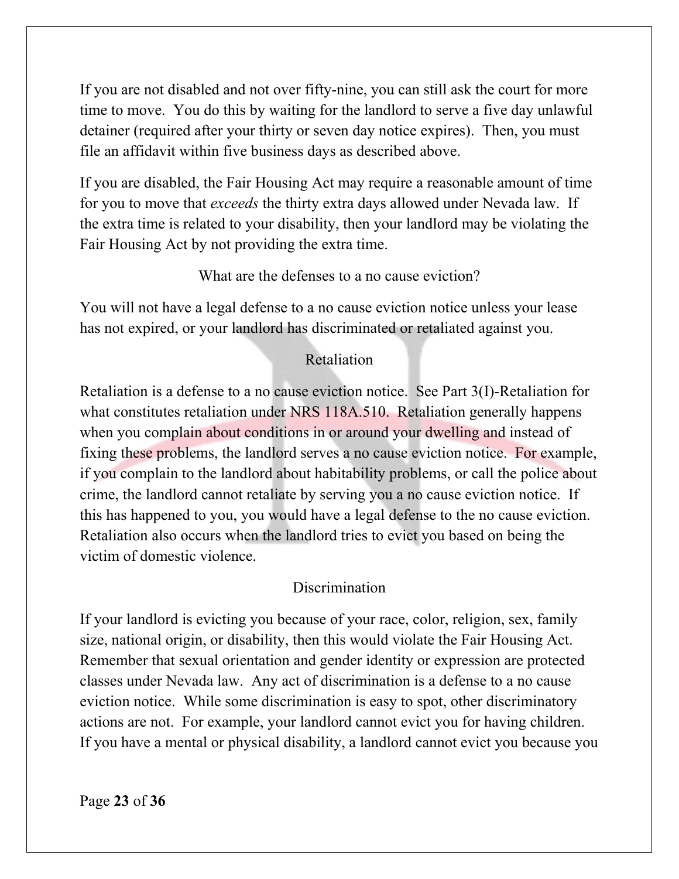If you are not disabled and not over fifty-nine, you can still ask the court for more time to move. You do this by waiting for the landlord to serve a five day unlawful detainer (required after your thirty or seven day notice expires). Then, you must file an affidavit within five business days as described above.

If you are disabled, the Fair Housing Act may require a reasonable amount of time for you to move that *exceeds* the thirty extra days allowed under Nevada law. If the extra time is related to your disability, then your landlord may be violating the Fair Housing Act by not providing the extra time.

### What are the defenses to a no cause eviction?

You will not have a legal defense to a no cause eviction notice unless your lease has not expired, or your landlord has discriminated or retaliated against you.

#### Retaliation

Retaliation is a defense to a no cause eviction notice. See Part 3(I)-Retaliation for what constitutes retaliation under NRS 118A.510. Retaliation generally happens when you complain about conditions in or around your dwelling and instead of fixing these problems, the landlord serves a no cause eviction notice. For example, if you complain to the landlord about habitability problems, or call the police about crime, the landlord cannot retaliate by serving you a no cause eviction notice. If this has happened to you, you would have a legal defense to the no cause eviction. Retaliation also occurs when the landlord tries to evict you based on being the victim of domestic violence.

#### Discrimination

If your landlord is evicting you because of your race, color, religion, sex, family size, national origin, or disability, then this would violate the Fair Housing Act. Remember that sexual orientation and gender identity or expression are protected classes under Nevada law. Any act of discrimination is a defense to a no cause eviction notice. While some discrimination is easy to spot, other discriminatory actions are not. For example, your landlord cannot evict you for having children. If you have a mental or physical disability, a landlord cannot evict you because you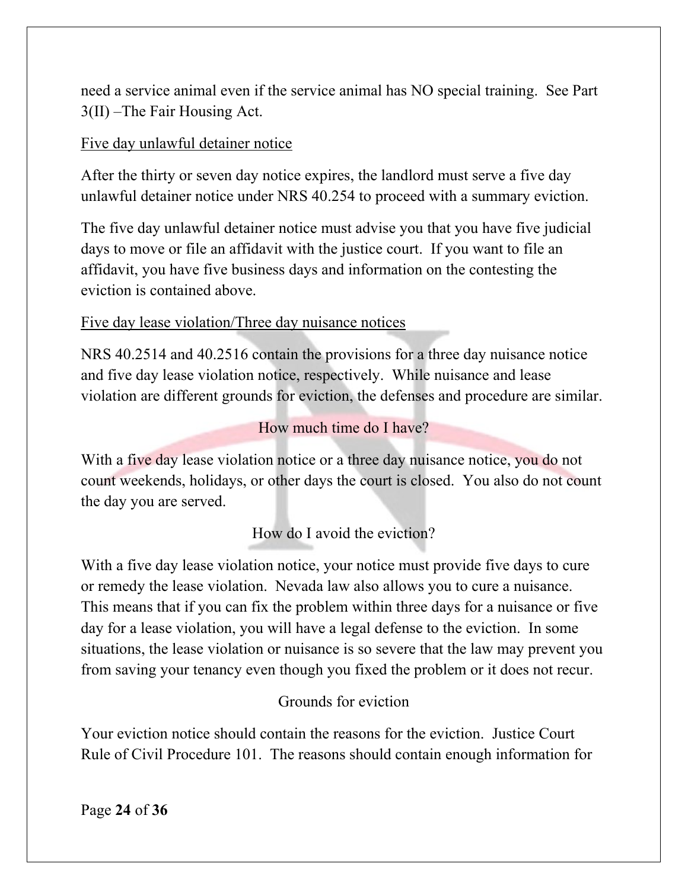need a service animal even if the service animal has NO special training. See Part 3(II) –The Fair Housing Act.

Five day unlawful detainer notice

After the thirty or seven day notice expires, the landlord must serve a five day unlawful detainer notice under NRS 40.254 to proceed with a summary eviction.

The five day unlawful detainer notice must advise you that you have five judicial days to move or file an affidavit with the justice court. If you want to file an affidavit, you have five business days and information on the contesting the eviction is contained above.

Five day lease violation/Three day nuisance notices

NRS 40.2514 and 40.2516 contain the provisions for a three day nuisance notice and five day lease violation notice, respectively. While nuisance and lease violation are different grounds for eviction, the defenses and procedure are similar.

How much time do I have?

With a five day lease violation notice or a three day nuisance notice, you do not count weekends, holidays, or other days the court is closed. You also do not count the day you are served.

How do I avoid the eviction?

With a five day lease violation notice, your notice must provide five days to cure or remedy the lease violation. Nevada law also allows you to cure a nuisance. This means that if you can fix the problem within three days for a nuisance or five day for a lease violation, you will have a legal defense to the eviction. In some situations, the lease violation or nuisance is so severe that the law may prevent you from saving your tenancy even though you fixed the problem or it does not recur.

Grounds for eviction

Your eviction notice should contain the reasons for the eviction. Justice Court Rule of Civil Procedure 101. The reasons should contain enough information for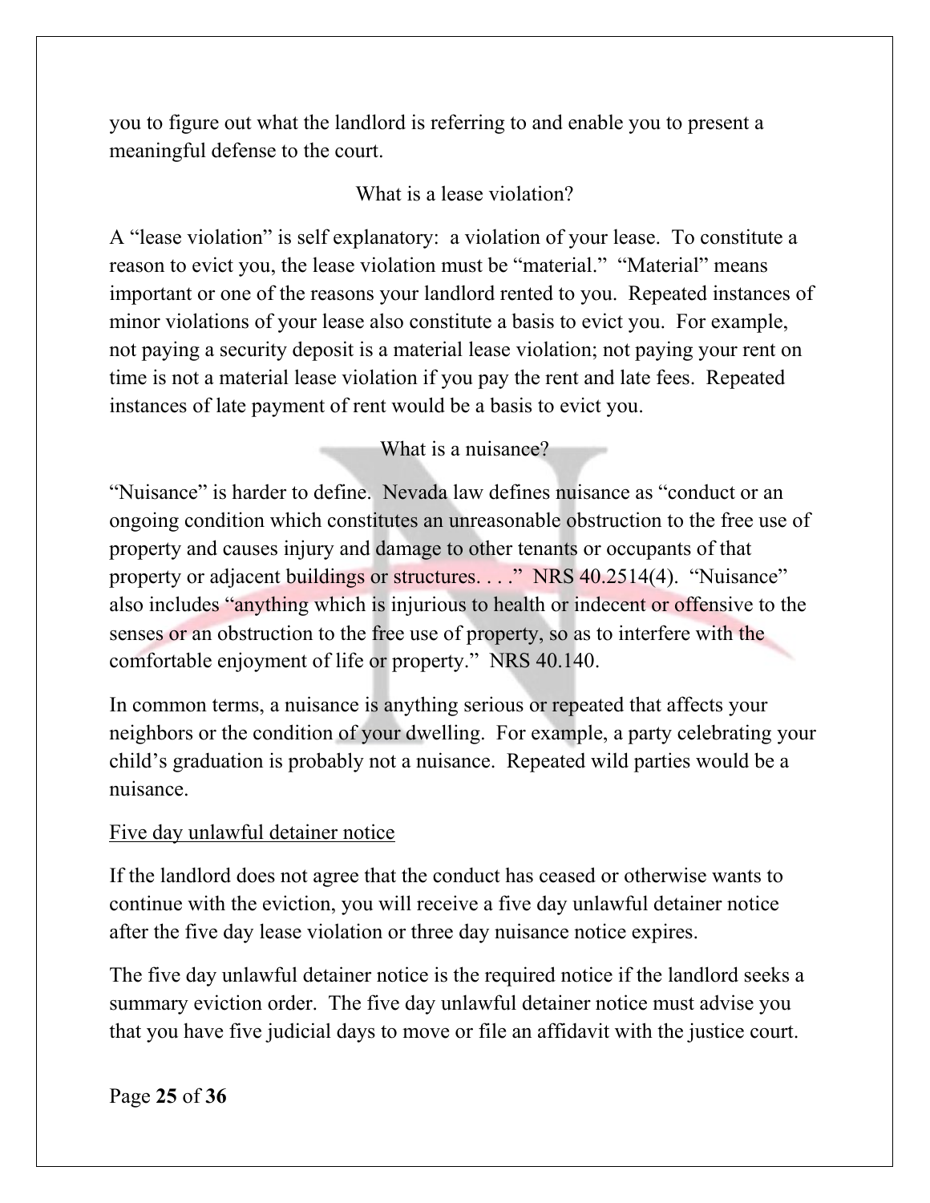you to figure out what the landlord is referring to and enable you to present a meaningful defense to the court.

### What is a lease violation?

A "lease violation" is self explanatory: a violation of your lease. To constitute a reason to evict you, the lease violation must be "material." "Material" means important or one of the reasons your landlord rented to you. Repeated instances of minor violations of your lease also constitute a basis to evict you. For example, not paying a security deposit is a material lease violation; not paying your rent on time is not a material lease violation if you pay the rent and late fees. Repeated instances of late payment of rent would be a basis to evict you.

### What is a nuisance?

"Nuisance" is harder to define. Nevada law defines nuisance as "conduct or an ongoing condition which constitutes an unreasonable obstruction to the free use of property and causes injury and damage to other tenants or occupants of that property or adjacent buildings or structures. . . ." NRS 40.2514(4). "Nuisance" also includes "anything which is injurious to health or indecent or offensive to the senses or an obstruction to the free use of property, so as to interfere with the comfortable enjoyment of life or property." NRS 40.140.

In common terms, a nuisance is anything serious or repeated that affects your neighbors or the condition of your dwelling. For example, a party celebrating your child's graduation is probably not a nuisance. Repeated wild parties would be a nuisance.

<u>Five day unlawful detainer notice</u>

If the landlord does not agree that the conduct has ceased or otherwise wants to continue with the eviction, you will receive a five day unlawful detainer notice after the five day lease violation or three day nuisance notice expires.

The five day unlawful detainer notice is the required notice if the landlord seeks a summary eviction order. The five day unlawful detainer notice must advise you that you have five judicial days to move or file an affidavit with the justice court.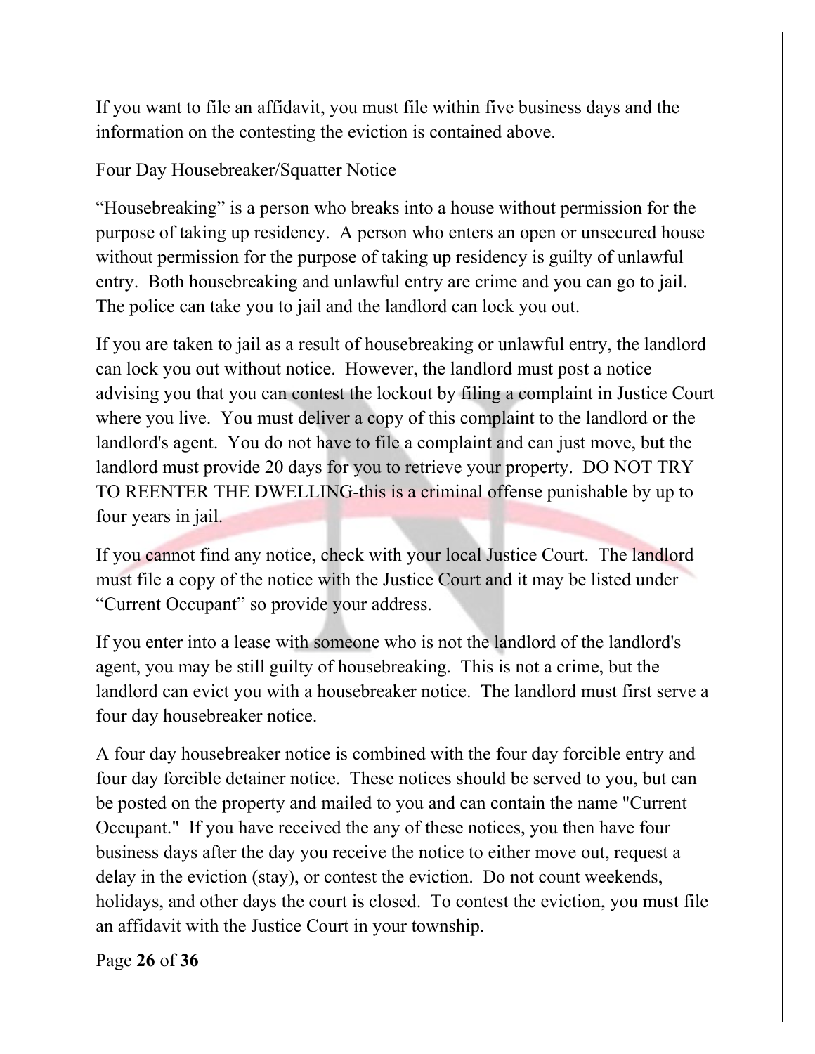If you want to file an affidavit, you must file within five business days and the information on the contesting the eviction is contained above.

<u>Four Day Housebreaker/Squatter Notice</u>

"Housebreaking" is a person who breaks into a house without permission for the purpose of taking up residency. A person who enters an open or unsecured house without permission for the purpose of taking up residency is guilty of unlawful entry. Both housebreaking and unlawful entry are crime and you can go to jail. The police can take you to jail and the landlord can lock you out.

If you are taken to jail as a result of housebreaking or unlawful entry, the landlord can lock you out without notice. However, the landlord must post a notice advising you that you can contest the lockout by filing a complaint in Justice Court where you live. You must deliver a copy of this complaint to the landlord or the landlord's agent. You do not have to file a complaint and can just move, but the landlord must provide 20 days for you to retrieve your property. DO NOT TRY TO REENTER THE DWELLING-this is a criminal offense punishable by up to four years in jail.

If you cannot find any notice, check with your local Justice Court. The landlord must file a copy of the notice with the Justice Court and it may be listed under "Current Occupant" so provide your address.

If you enter into a lease with someone who is not the landlord of the landlord's agent, you may be still guilty of housebreaking. This is not a crime, but the landlord can evict you with a housebreaker notice. The landlord must first serve a four day housebreaker notice.

A four day housebreaker notice is combined with the four day forcible entry and four day forcible detainer notice. These notices should be served to you, but can be posted on the property and mailed to you and can contain the name "Current Occupant." If you have received the any of these notices, you then have four business days after the day you receive the notice to either move out, request a delay in the eviction (stay), or contest the eviction. Do not count weekends, holidays, and other days the court is closed. To contest the eviction, you must file an affidavit with the Justice Court in your township.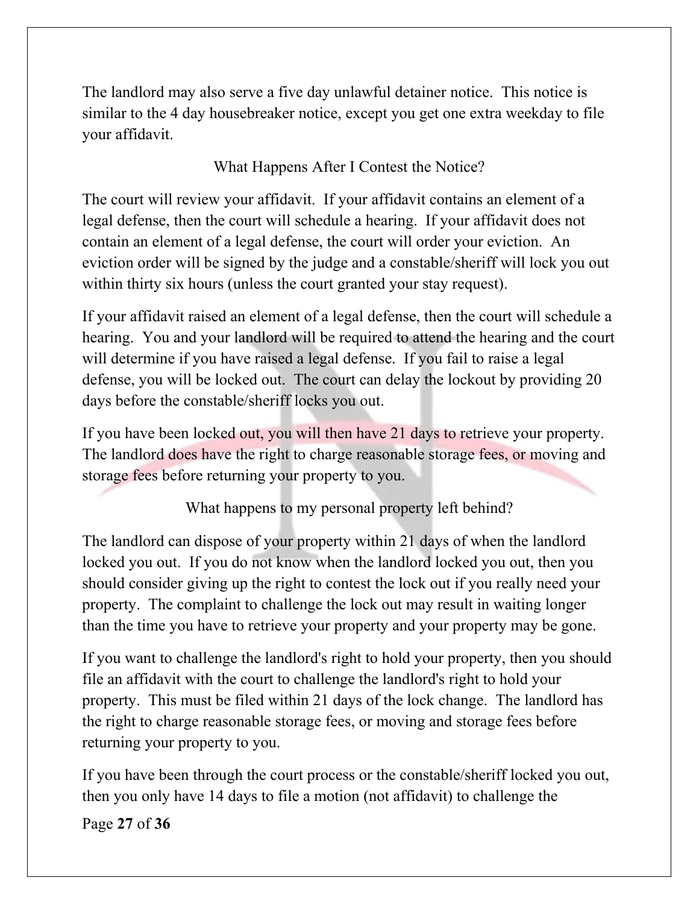The landlord may also serve a five day unlawful detainer notice. This notice is similar to the 4 day housebreaker notice, except you get one extra weekday to file your affidavit.

## What Happens After I Contest the Notice?

The court will review your affidavit. If your affidavit contains an element of a legal defense, then the court will schedule a hearing. If your affidavit does not contain an element of a legal defense, the court will order your eviction. An eviction order will be signed by the judge and a constable/sheriff will lock you out within thirty six hours (unless the court granted your stay request).

If your affidavit raised an element of a legal defense, then the court will schedule a hearing. You and your landlord will be required to attend the hearing and the court will determine if you have raised a legal defense. If you fail to raise a legal defense, you will be locked out. The court can delay the lockout by providing 20 days before the constable/sheriff locks you out.

If you have been locked out, you will then have 21 days to retrieve your property. The landlord does have the right to charge reasonable storage fees, or moving and storage fees before returning your property to you.

## What happens to my personal property left behind?

The landlord can dispose of your property within 21 days of when the landlord locked you out. If you do not know when the landlord locked you out, then you should consider giving up the right to contest the lock out if you really need your property. The complaint to challenge the lock out may result in waiting longer than the time you have to retrieve your property and your property may be gone.

If you want to challenge the landlord's right to hold your property, then you should file an affidavit with the court to challenge the landlord's right to hold your property. This must be filed within 21 days of the lock change. The landlord has the right to charge reasonable storage fees, or moving and storage fees before returning your property to you.

If you have been through the court process or the constable/sheriff locked you out, then you only have 14 days to file a motion (not affidavit) to challenge the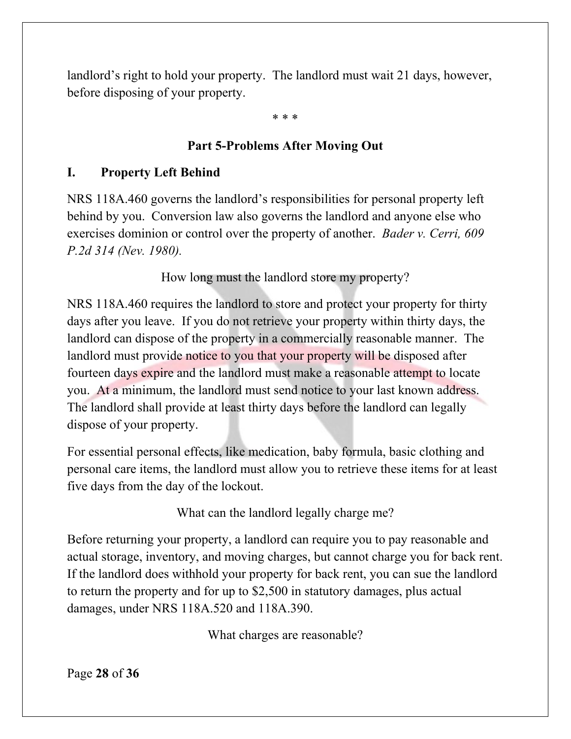landlord's right to hold your property. The landlord must wait 21 days, however, before disposing of your property.

* * *

## Part 5-Problems After Moving Out

### I. Property Left Behind

NRS 118A.460 governs the landlord's responsibilities for personal property left behind by you. Conversion law also governs the landlord and anyone else who exercises dominion or control over the property of another. *Bader v. Cerri, 609 P.2d 314 (Nev. 1980).*

How long must the landlord store my property?

NRS 118A.460 requires the landlord to store and protect your property for thirty days after you leave. If you do not retrieve your property within thirty days, the landlord can dispose of the property in a commercially reasonable manner. The landlord must provide notice to you that your property will be disposed after fourteen days expire and the landlord must make a reasonable attempt to locate you. At a minimum, the landlord must send notice to your last known address. The landlord shall provide at least thirty days before the landlord can legally dispose of your property.

For essential personal effects, like medication, baby formula, basic clothing and personal care items, the landlord must allow you to retrieve these items for at least five days from the day of the lockout.

What can the landlord legally charge me?

Before returning your property, a landlord can require you to pay reasonable and actual storage, inventory, and moving charges, but cannot charge you for back rent. If the landlord does withhold your property for back rent, you can sue the landlord to return the property and for up to $2,500 in statutory damages, plus actual damages, under NRS 118A.520 and 118A.390.

What charges are reasonable?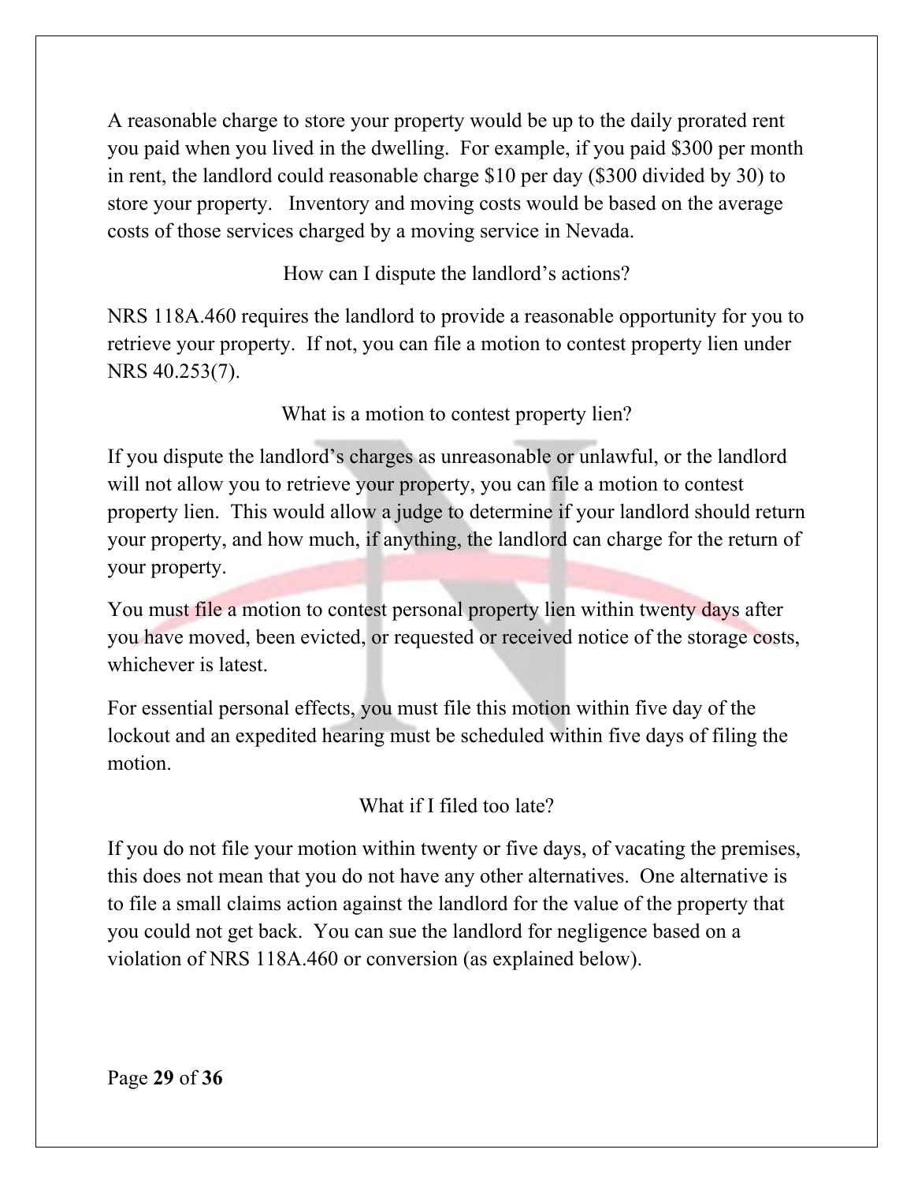A reasonable charge to store your property would be up to the daily prorated rent you paid when you lived in the dwelling. For example, if you paid $300 per month in rent, the landlord could reasonable charge $10 per day ($300 divided by 30) to store your property. Inventory and moving costs would be based on the average costs of those services charged by a moving service in Nevada.

## How can I dispute the landlord's actions?

NRS 118A.460 requires the landlord to provide a reasonable opportunity for you to retrieve your property. If not, you can file a motion to contest property lien under NRS 40.253(7).

## What is a motion to contest property lien?

If you dispute the landlord's charges as unreasonable or unlawful, or the landlord will not allow you to retrieve your property, you can file a motion to contest property lien. This would allow a judge to determine if your landlord should return your property, and how much, if anything, the landlord can charge for the return of your property.

You must file a motion to contest personal property lien within twenty days after you have moved, been evicted, or requested or received notice of the storage costs, whichever is latest.

For essential personal effects, you must file this motion within five day of the lockout and an expedited hearing must be scheduled within five days of filing the motion.

## What if I filed too late?

If you do not file your motion within twenty or five days, of vacating the premises, this does not mean that you do not have any other alternatives. One alternative is to file a small claims action against the landlord for the value of the property that you could not get back. You can sue the landlord for negligence based on a violation of NRS 118A.460 or conversion (as explained below).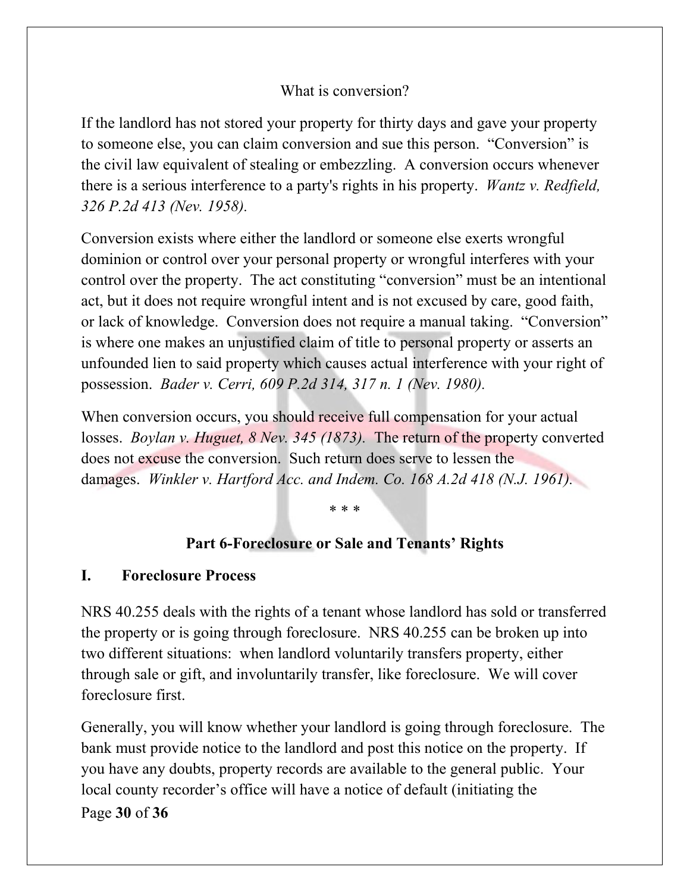What is conversion?

If the landlord has not stored your property for thirty days and gave your property to someone else, you can claim conversion and sue this person. "Conversion" is the civil law equivalent of stealing or embezzling. A conversion occurs whenever there is a serious interference to a party's rights in his property. *Wantz v. Redfield, 326 P.2d 413 (Nev. 1958).*

Conversion exists where either the landlord or someone else exerts wrongful dominion or control over your personal property or wrongful interferes with your control over the property. The act constituting "conversion" must be an intentional act, but it does not require wrongful intent and is not excused by care, good faith, or lack of knowledge. Conversion does not require a manual taking. "Conversion" is where one makes an unjustified claim of title to personal property or asserts an unfounded lien to said property which causes actual interference with your right of possession. *Bader v. Cerri, 609 P.2d 314, 317 n. 1 (Nev. 1980).*

When conversion occurs, you should receive full compensation for your actual losses. *Boylan v. Huguet, 8 Nev. 345 (1873).* The return of the property converted does not excuse the conversion. Such return does serve to lessen the damages. *Winkler v. Hartford Acc. and Indem. Co. 168 A.2d 418 (N.J. 1961).*

* * *

## Part 6-Foreclosure or Sale and Tenants' Rights

### I. Foreclosure Process

NRS 40.255 deals with the rights of a tenant whose landlord has sold or transferred the property or is going through foreclosure. NRS 40.255 can be broken up into two different situations: when landlord voluntarily transfers property, either through sale or gift, and involuntarily transfer, like foreclosure. We will cover foreclosure first.

Generally, you will know whether your landlord is going through foreclosure. The bank must provide notice to the landlord and post this notice on the property. If you have any doubts, property records are available to the general public. Your local county recorder's office will have a notice of default (initiating the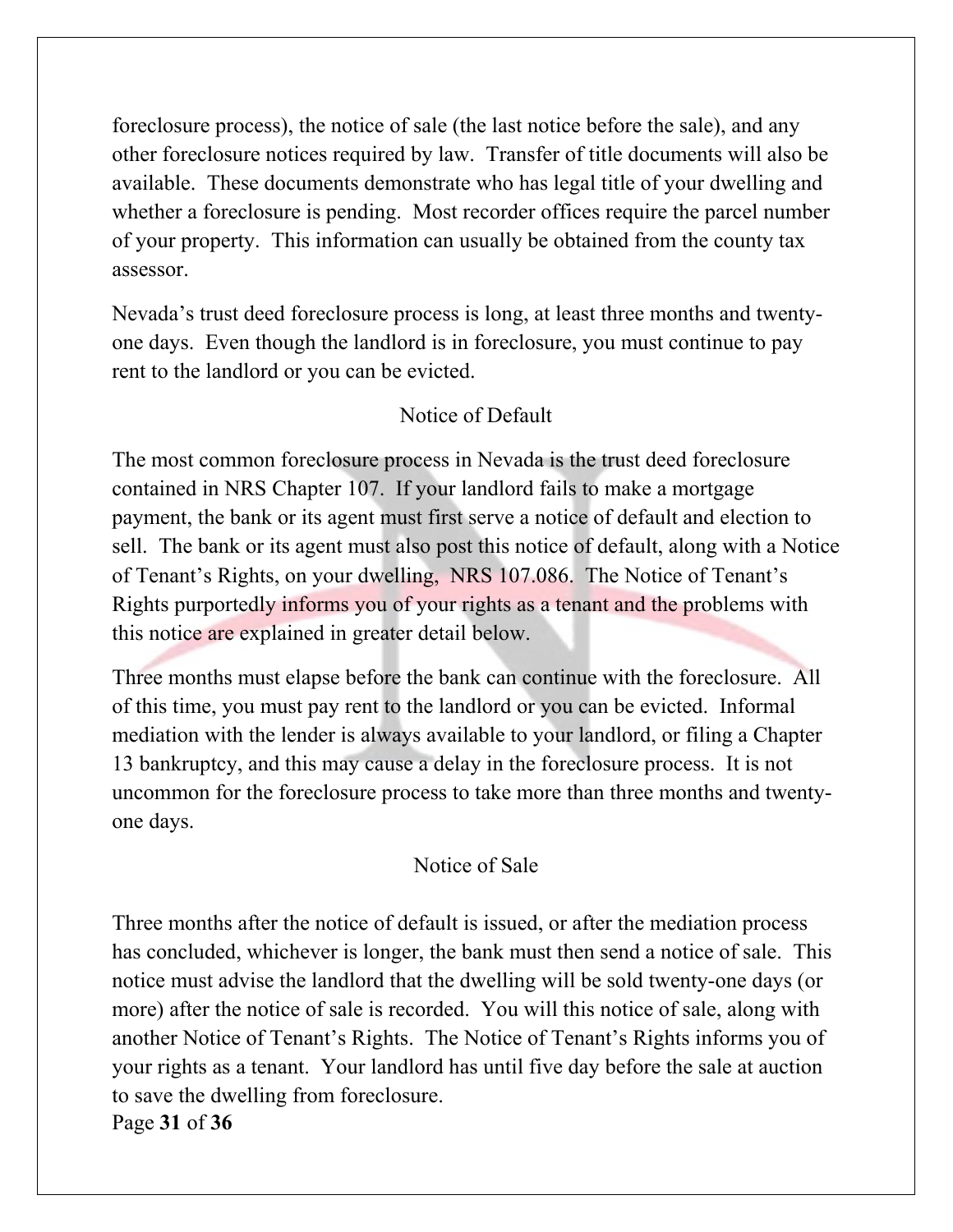foreclosure process), the notice of sale (the last notice before the sale), and any other foreclosure notices required by law. Transfer of title documents will also be available. These documents demonstrate who has legal title of your dwelling and whether a foreclosure is pending. Most recorder offices require the parcel number of your property. This information can usually be obtained from the county tax assessor.

Nevada's trust deed foreclosure process is long, at least three months and twenty-one days. Even though the landlord is in foreclosure, you must continue to pay rent to the landlord or you can be evicted.

## Notice of Default

The most common foreclosure process in Nevada is the trust deed foreclosure contained in NRS Chapter 107. If your landlord fails to make a mortgage payment, the bank or its agent must first serve a notice of default and election to sell. The bank or its agent must also post this notice of default, along with a Notice of Tenant's Rights, on your dwelling, NRS 107.086. The Notice of Tenant's Rights purportedly informs you of your rights as a tenant and the problems with this notice are explained in greater detail below.

Three months must elapse before the bank can continue with the foreclosure. All of this time, you must pay rent to the landlord or you can be evicted. Informal mediation with the lender is always available to your landlord, or filing a Chapter 13 bankruptcy, and this may cause a delay in the foreclosure process. It is not uncommon for the foreclosure process to take more than three months and twenty-one days.

## Notice of Sale

Three months after the notice of default is issued, or after the mediation process has concluded, whichever is longer, the bank must then send a notice of sale. This notice must advise the landlord that the dwelling will be sold twenty-one days (or more) after the notice of sale is recorded. You will this notice of sale, along with another Notice of Tenant's Rights. The Notice of Tenant's Rights informs you of your rights as a tenant. Your landlord has until five day before the sale at auction to save the dwelling from foreclosure.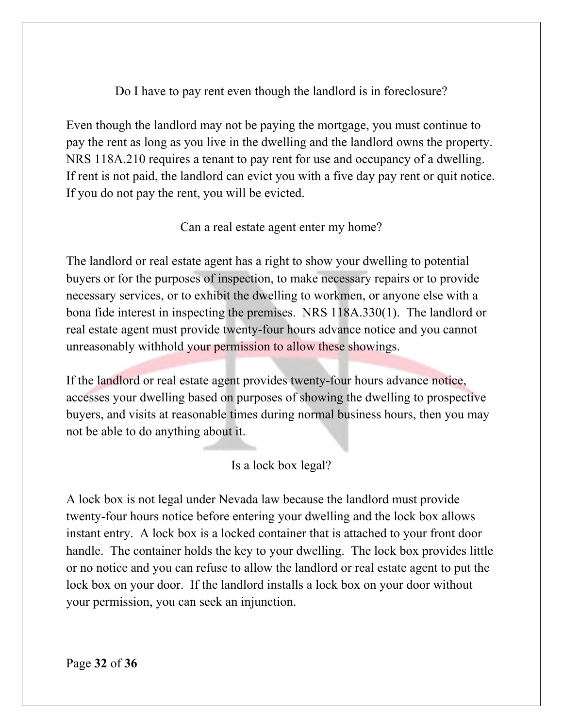## Do I have to pay rent even though the landlord is in foreclosure?

Even though the landlord may not be paying the mortgage, you must continue to pay the rent as long as you live in the dwelling and the landlord owns the property. NRS 118A.210 requires a tenant to pay rent for use and occupancy of a dwelling. If rent is not paid, the landlord can evict you with a five day pay rent or quit notice. If you do not pay the rent, you will be evicted.

## Can a real estate agent enter my home?

The landlord or real estate agent has a right to show your dwelling to potential buyers or for the purposes of inspection, to make necessary repairs or to provide necessary services, or to exhibit the dwelling to workmen, or anyone else with a bona fide interest in inspecting the premises. NRS 118A.330(1). The landlord or real estate agent must provide twenty-four hours advance notice and you cannot unreasonably withhold your permission to allow these showings.

If the landlord or real estate agent provides twenty-four hours advance notice, accesses your dwelling based on purposes of showing the dwelling to prospective buyers, and visits at reasonable times during normal business hours, then you may not be able to do anything about it.

## Is a lock box legal?

A lock box is not legal under Nevada law because the landlord must provide twenty-four hours notice before entering your dwelling and the lock box allows instant entry. A lock box is a locked container that is attached to your front door handle. The container holds the key to your dwelling. The lock box provides little or no notice and you can refuse to allow the landlord or real estate agent to put the lock box on your door. If the landlord installs a lock box on your door without your permission, you can seek an injunction.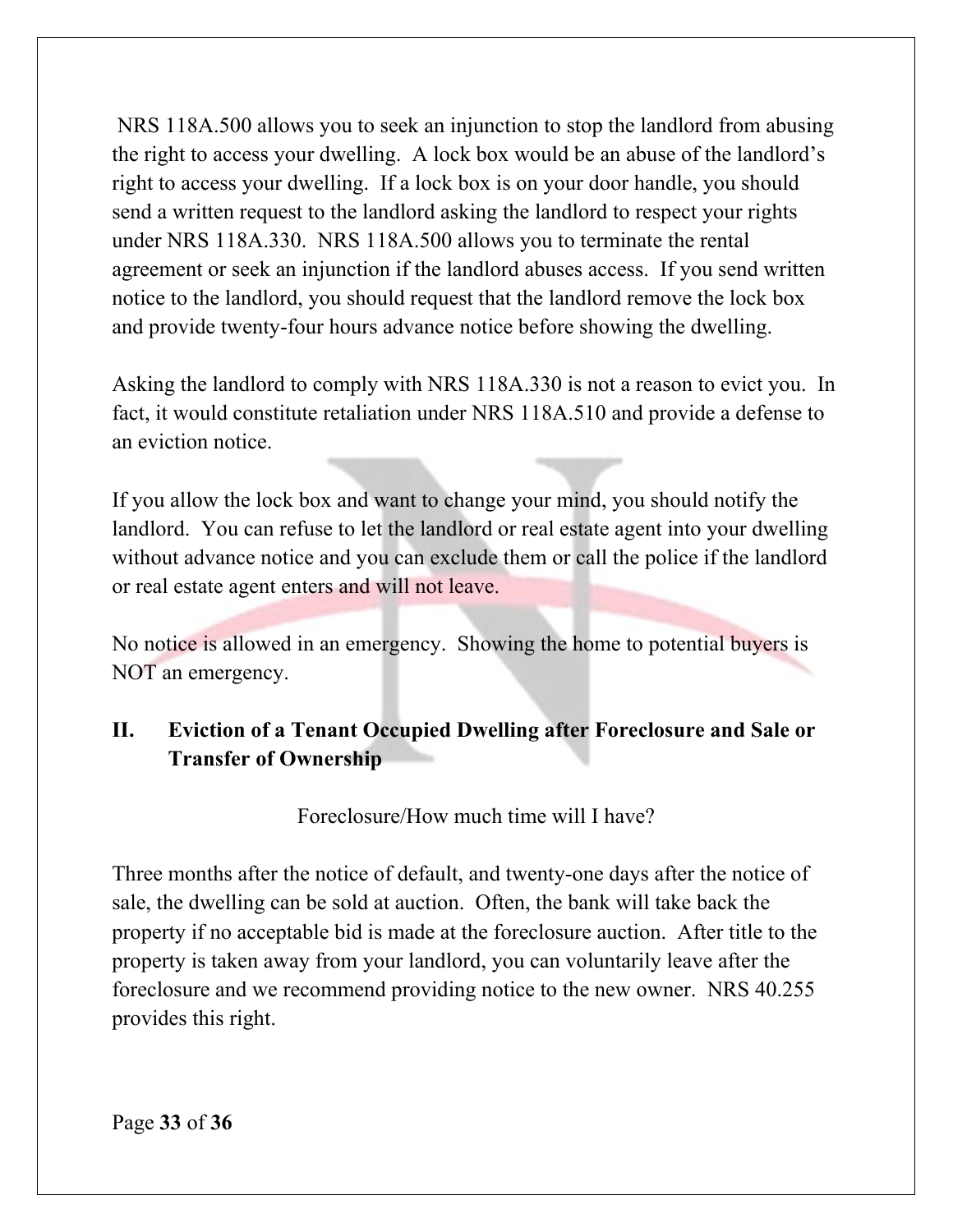NRS 118A.500 allows you to seek an injunction to stop the landlord from abusing the right to access your dwelling. A lock box would be an abuse of the landlord's right to access your dwelling. If a lock box is on your door handle, you should send a written request to the landlord asking the landlord to respect your rights under NRS 118A.330. NRS 118A.500 allows you to terminate the rental agreement or seek an injunction if the landlord abuses access. If you send written notice to the landlord, you should request that the landlord remove the lock box and provide twenty-four hours advance notice before showing the dwelling.

Asking the landlord to comply with NRS 118A.330 is not a reason to evict you. In fact, it would constitute retaliation under NRS 118A.510 and provide a defense to an eviction notice.

If you allow the lock box and want to change your mind, you should notify the landlord. You can refuse to let the landlord or real estate agent into your dwelling without advance notice and you can exclude them or call the police if the landlord or real estate agent enters and will not leave.

No notice is allowed in an emergency. Showing the home to potential buyers is NOT an emergency.

## II. Eviction of a Tenant Occupied Dwelling after Foreclosure and Sale or Transfer of Ownership

Foreclosure/How much time will I have?

Three months after the notice of default, and twenty-one days after the notice of sale, the dwelling can be sold at auction. Often, the bank will take back the property if no acceptable bid is made at the foreclosure auction. After title to the property is taken away from your landlord, you can voluntarily leave after the foreclosure and we recommend providing notice to the new owner. NRS 40.255 provides this right.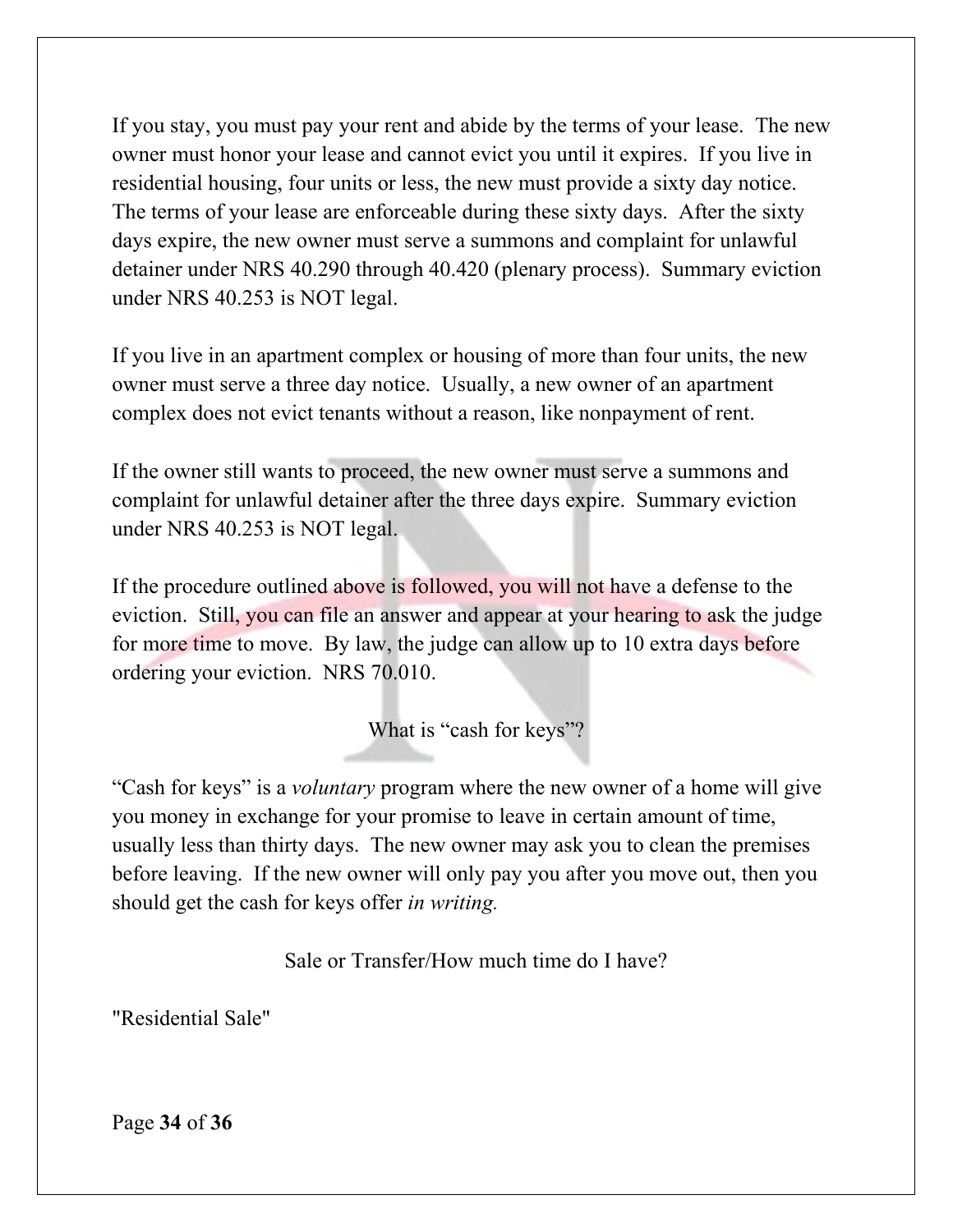If you stay, you must pay your rent and abide by the terms of your lease. The new owner must honor your lease and cannot evict you until it expires. If you live in residential housing, four units or less, the new must provide a sixty day notice. The terms of your lease are enforceable during these sixty days. After the sixty days expire, the new owner must serve a summons and complaint for unlawful detainer under NRS 40.290 through 40.420 (plenary process). Summary eviction under NRS 40.253 is NOT legal.

If you live in an apartment complex or housing of more than four units, the new owner must serve a three day notice. Usually, a new owner of an apartment complex does not evict tenants without a reason, like nonpayment of rent.

If the owner still wants to proceed, the new owner must serve a summons and complaint for unlawful detainer after the three days expire. Summary eviction under NRS 40.253 is NOT legal.

If the procedure outlined above is followed, you will not have a defense to the eviction. Still, you can file an answer and appear at your hearing to ask the judge for more time to move. By law, the judge can allow up to 10 extra days before ordering your eviction. NRS 70.010.

## What is "cash for keys"?

"Cash for keys" is a *voluntary* program where the new owner of a home will give you money in exchange for your promise to leave in certain amount of time, usually less than thirty days. The new owner may ask you to clean the premises before leaving. If the new owner will only pay you after you move out, then you should get the cash for keys offer *in writing.*

## Sale or Transfer/How much time do I have?

"Residential Sale"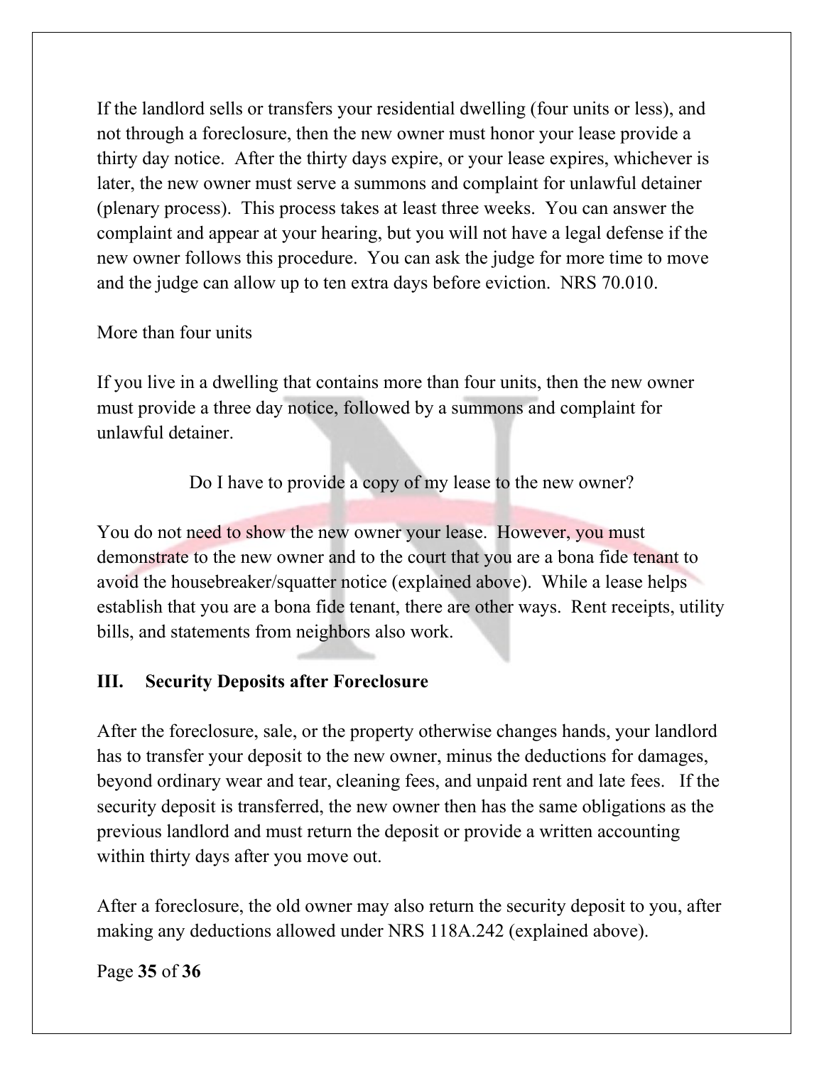If the landlord sells or transfers your residential dwelling (four units or less), and not through a foreclosure, then the new owner must honor your lease provide a thirty day notice. After the thirty days expire, or your lease expires, whichever is later, the new owner must serve a summons and complaint for unlawful detainer (plenary process). This process takes at least three weeks. You can answer the complaint and appear at your hearing, but you will not have a legal defense if the new owner follows this procedure. You can ask the judge for more time to move and the judge can allow up to ten extra days before eviction. NRS 70.010.

More than four units

If you live in a dwelling that contains more than four units, then the new owner must provide a three day notice, followed by a summons and complaint for unlawful detainer.

Do I have to provide a copy of my lease to the new owner?

You do not need to show the new owner your lease. However, you must demonstrate to the new owner and to the court that you are a bona fide tenant to avoid the housebreaker/squatter notice (explained above). While a lease helps establish that you are a bona fide tenant, there are other ways. Rent receipts, utility bills, and statements from neighbors also work.

## III. Security Deposits after Foreclosure

After the foreclosure, sale, or the property otherwise changes hands, your landlord has to transfer your deposit to the new owner, minus the deductions for damages, beyond ordinary wear and tear, cleaning fees, and unpaid rent and late fees. If the security deposit is transferred, the new owner then has the same obligations as the previous landlord and must return the deposit or provide a written accounting within thirty days after you move out.

After a foreclosure, the old owner may also return the security deposit to you, after making any deductions allowed under NRS 118A.242 (explained above).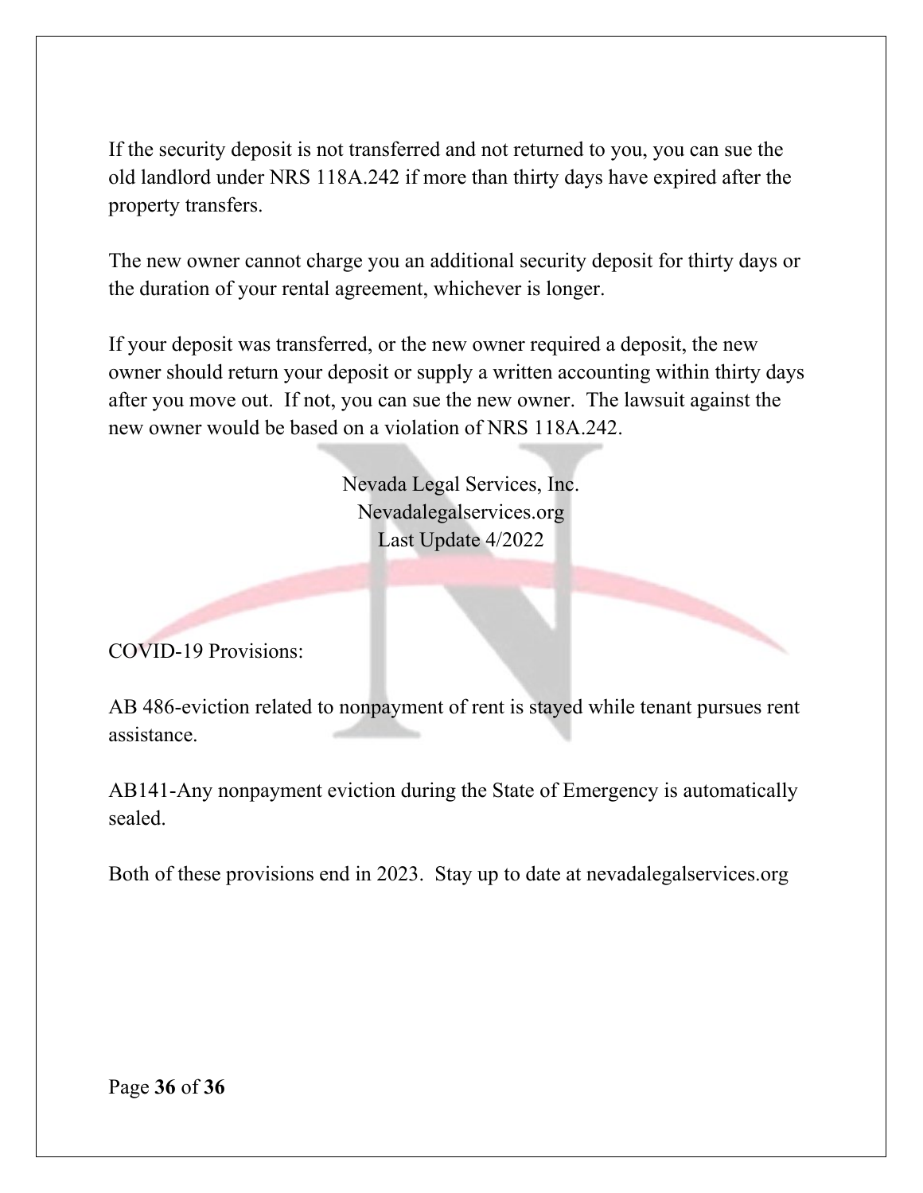If the security deposit is not transferred and not returned to you, you can sue the old landlord under NRS 118A.242 if more than thirty days have expired after the property transfers.

The new owner cannot charge you an additional security deposit for thirty days or the duration of your rental agreement, whichever is longer.

If your deposit was transferred, or the new owner required a deposit, the new owner should return your deposit or supply a written accounting within thirty days after you move out. If not, you can sue the new owner. The lawsuit against the new owner would be based on a violation of NRS 118A.242.

Nevada Legal Services, Inc.
Nevadalegalservices.org
Last Update 4/2022

COVID-19 Provisions:

AB 486-eviction related to nonpayment of rent is stayed while tenant pursues rent assistance.

AB141-Any nonpayment eviction during the State of Emergency is automatically sealed.

Both of these provisions end in 2023. Stay up to date at nevadalegalservices.org